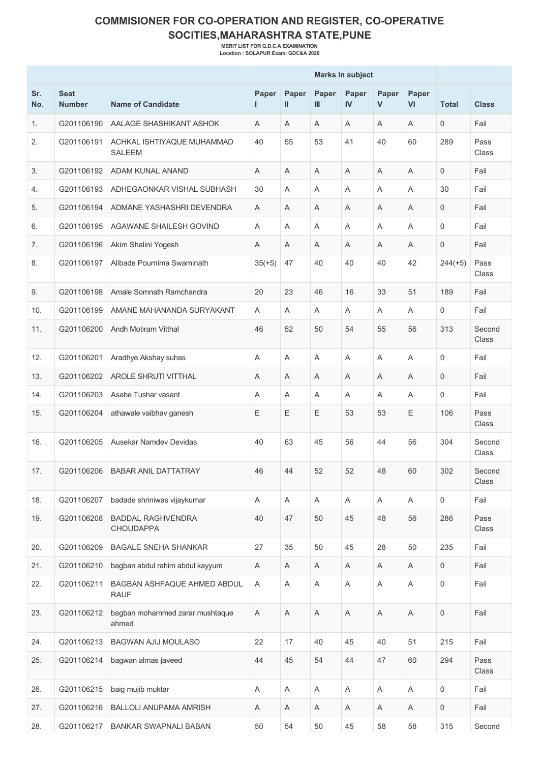# COMMISIONER FOR CO-OPERATION AND REGISTER, CO-OPERATIVE SOCITIES,MAHARASHTRA STATE,PUNE

**MERIT LIST FOR G.D.C.A EXAMINATION**
**Location : SOLAPUR Exam: GDC&A 2020**

| | | | Marks in subject | | | | | | | |
|---|---|---|---|---|---|---|---|---|---|---|
| Sr. No. | Seat Number | Name of Candidate | Paper I | Paper II | Paper III | Paper IV | Paper V | Paper VI | Total | Class |
| 1. | G201106190 | AALAGE SHASHIKANT ASHOK | A | A | A | A | A | A | 0 | Fail |
| 2. | G201106191 | ACHKAL ISHTIYAQUE MUHAMMAD SALEEM | 40 | 55 | 53 | 41 | 40 | 60 | 289 | Pass Class |
| 3. | G201106192 | ADAM KUNAL ANAND | A | A | A | A | A | A | 0 | Fail |
| 4. | G201106193 | ADHEGAONKAR VISHAL SUBHASH | 30 | A | A | A | A | A | 30 | Fail |
| 5. | G201106194 | ADMANE YASHASHRI DEVENDRA | A | A | A | A | A | A | 0 | Fail |
| 6. | G201106195 | AGAWANE SHAILESH GOVIND | A | A | A | A | A | A | 0 | Fail |
| 7. | G201106196 | Akim Shalini Yogesh | A | A | A | A | A | A | 0 | Fail |
| 8. | G201106197 | Alibade Pournima Swaminath | 35(+5) | 47 | 40 | 40 | 40 | 42 | 244(+5) | Pass Class |
| 9. | G201106198 | Amale Somnath Ramchandra | 20 | 23 | 46 | 16 | 33 | 51 | 189 | Fail |
| 10. | G201106199 | AMANE MAHANANDA SURYAKANT | A | A | A | A | A | A | 0 | Fail |
| 11. | G201106200 | Andh Motiram Vitthal | 46 | 52 | 50 | 54 | 55 | 56 | 313 | Second Class |
| 12. | G201106201 | Aradhye Akshay suhas | A | A | A | A | A | A | 0 | Fail |
| 13. | G201106202 | AROLE SHRUTI VITTHAL | A | A | A | A | A | A | 0 | Fail |
| 14. | G201106203 | Asabe Tushar vasant | A | A | A | A | A | A | 0 | Fail |
| 15. | G201106204 | athawale vaibhav ganesh | E | E | E | 53 | 53 | E | 106 | Pass Class |
| 16. | G201106205 | Ausekar Namdev Devidas | 40 | 63 | 45 | 56 | 44 | 56 | 304 | Second Class |
| 17. | G201106206 | BABAR ANIL DATTATRAY | 46 | 44 | 52 | 52 | 48 | 60 | 302 | Second Class |
| 18. | G201106207 | badade shriniwas vijaykumar | A | A | A | A | A | A | 0 | Fail |
| 19. | G201106208 | BADDAL RAGHVENDRA CHOUDAPPA | 40 | 47 | 50 | 45 | 48 | 56 | 286 | Pass Class |
| 20. | G201106209 | BAGALE SNEHA SHANKAR | 27 | 35 | 50 | 45 | 28 | 50 | 235 | Fail |
| 21. | G201106210 | bagban abdul rahim abdul kayyum | A | A | A | A | A | A | 0 | Fail |
| 22. | G201106211 | BAGBAN ASHFAQUE AHMED ABDUL RAUF | A | A | A | A | A | A | 0 | Fail |
| 23. | G201106212 | bagban mohammed zarar mushtaque ahmed | A | A | A | A | A | A | 0 | Fail |
| 24. | G201106213 | BAGWAN AJIJ MOULASO | 22 | 17 | 40 | 45 | 40 | 51 | 215 | Fail |
| 25. | G201106214 | bagwan almas javeed | 44 | 45 | 54 | 44 | 47 | 60 | 294 | Pass Class |
| 26. | G201106215 | baig mujib muktar | A | A | A | A | A | A | 0 | Fail |
| 27. | G201106216 | BALLOLI ANUPAMA AMRISH | A | A | A | A | A | A | 0 | Fail |
| 28. | G201106217 | BANKAR SWAPNALI BABAN | 50 | 54 | 50 | 45 | 58 | 58 | 315 | Second |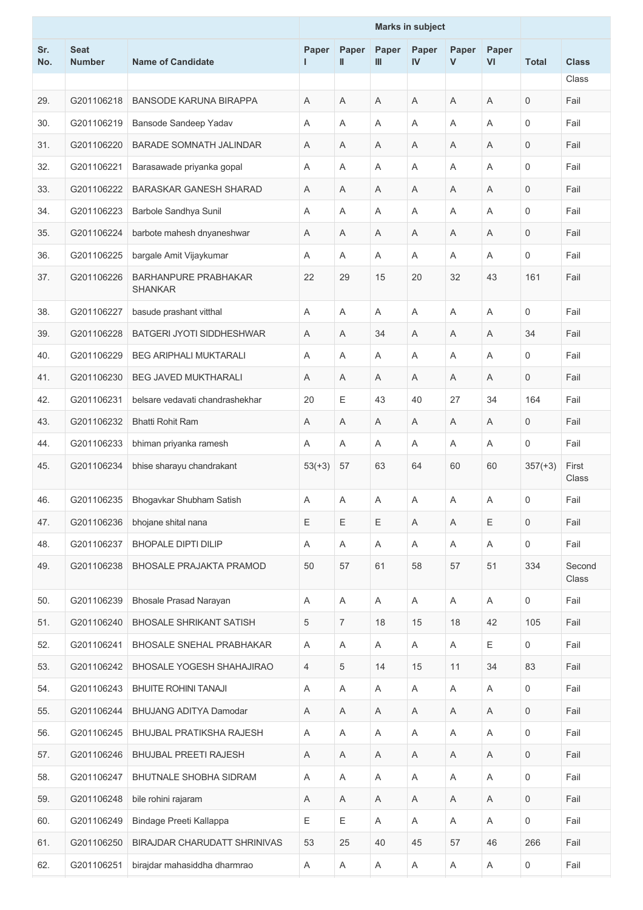| Sr. No. | Seat Number | Name of Candidate | Marks in subject | | | | | | Total | Class |
|---|---|---|---|---|---|---|---|---|---|---|
| | | | Paper I | Paper II | Paper III | Paper IV | Paper V | Paper VI | | |
| | | | | | | | | | | Class |
| 29. | G201106218 | BANSODE KARUNA BIRAPPA | A | A | A | A | A | A | 0 | Fail |
| 30. | G201106219 | Bansode Sandeep Yadav | A | A | A | A | A | A | 0 | Fail |
| 31. | G201106220 | BARADE SOMNATH JALINDAR | A | A | A | A | A | A | 0 | Fail |
| 32. | G201106221 | Barasawade priyanka gopal | A | A | A | A | A | A | 0 | Fail |
| 33. | G201106222 | BARASKAR GANESH SHARAD | A | A | A | A | A | A | 0 | Fail |
| 34. | G201106223 | Barbole Sandhya Sunil | A | A | A | A | A | A | 0 | Fail |
| 35. | G201106224 | barbote mahesh dnyaneshwar | A | A | A | A | A | A | 0 | Fail |
| 36. | G201106225 | bargale Amit Vijaykumar | A | A | A | A | A | A | 0 | Fail |
| 37. | G201106226 | BARHANPURE PRABHAKAR SHANKAR | 22 | 29 | 15 | 20 | 32 | 43 | 161 | Fail |
| 38. | G201106227 | basude prashant vitthal | A | A | A | A | A | A | 0 | Fail |
| 39. | G201106228 | BATGERI JYOTI SIDDHESHWAR | A | A | 34 | A | A | A | 34 | Fail |
| 40. | G201106229 | BEG ARIPHALI MUKTARALI | A | A | A | A | A | A | 0 | Fail |
| 41. | G201106230 | BEG JAVED MUKTHARALI | A | A | A | A | A | A | 0 | Fail |
| 42. | G201106231 | belsare vedavati chandrashekhar | 20 | E | 43 | 40 | 27 | 34 | 164 | Fail |
| 43. | G201106232 | Bhatti Rohit Ram | A | A | A | A | A | A | 0 | Fail |
| 44. | G201106233 | bhiman priyanka ramesh | A | A | A | A | A | A | 0 | Fail |
| 45. | G201106234 | bhise sharayu chandrakant | 53(+3) | 57 | 63 | 64 | 60 | 60 | 357(+3) | First Class |
| 46. | G201106235 | Bhogavkar Shubham Satish | A | A | A | A | A | A | 0 | Fail |
| 47. | G201106236 | bhojane shital nana | E | E | E | A | A | E | 0 | Fail |
| 48. | G201106237 | BHOPALE DIPTI DILIP | A | A | A | A | A | A | 0 | Fail |
| 49. | G201106238 | BHOSALE PRAJAKTA PRAMOD | 50 | 57 | 61 | 58 | 57 | 51 | 334 | Second Class |
| 50. | G201106239 | Bhosale Prasad Narayan | A | A | A | A | A | A | 0 | Fail |
| 51. | G201106240 | BHOSALE SHRIKANT SATISH | 5 | 7 | 18 | 15 | 18 | 42 | 105 | Fail |
| 52. | G201106241 | BHOSALE SNEHAL PRABHAKAR | A | A | A | A | A | E | 0 | Fail |
| 53. | G201106242 | BHOSALE YOGESH SHAHAJIRAO | 4 | 5 | 14 | 15 | 11 | 34 | 83 | Fail |
| 54. | G201106243 | BHUITE ROHINI TANAJI | A | A | A | A | A | A | 0 | Fail |
| 55. | G201106244 | BHUJANG ADITYA Damodar | A | A | A | A | A | A | 0 | Fail |
| 56. | G201106245 | BHUJBAL PRATIKSHA RAJESH | A | A | A | A | A | A | 0 | Fail |
| 57. | G201106246 | BHUJBAL PREETI RAJESH | A | A | A | A | A | A | 0 | Fail |
| 58. | G201106247 | BHUTNALE SHOBHA SIDRAM | A | A | A | A | A | A | 0 | Fail |
| 59. | G201106248 | bile rohini rajaram | A | A | A | A | A | A | 0 | Fail |
| 60. | G201106249 | Bindage Preeti Kallappa | E | E | A | A | A | A | 0 | Fail |
| 61. | G201106250 | BIRAJDAR CHARUDATT SHRINIVAS | 53 | 25 | 40 | 45 | 57 | 46 | 266 | Fail |
| 62. | G201106251 | birajdar mahasiddha dharmrao | A | A | A | A | A | A | 0 | Fail |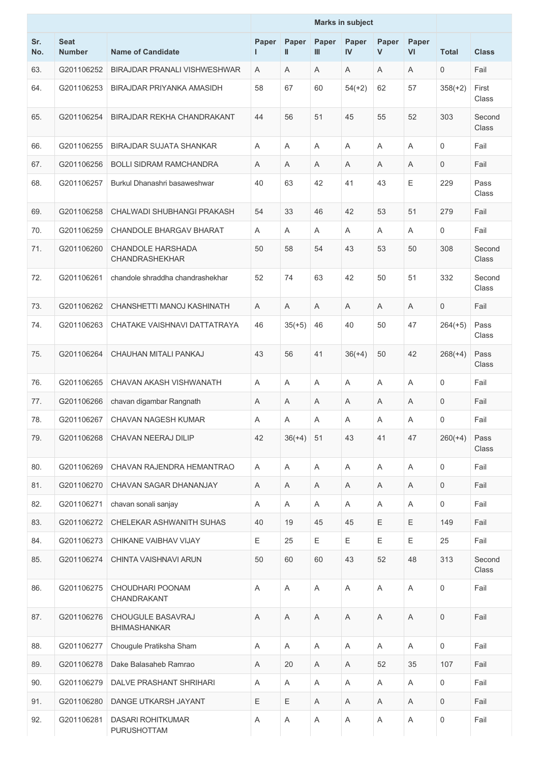| Sr. No. | Seat Number | Name of Candidate | Marks in subject | | | | | | Total | Class |
|---|---|---|---|---|---|---|---|---|---|---|
| | | | Paper I | Paper II | Paper III | Paper IV | Paper V | Paper VI | | |
| 63. | G201106252 | BIRAJDAR PRANALI VISHWESHWAR | A | A | A | A | A | A | 0 | Fail |
| 64. | G201106253 | BIRAJDAR PRIYANKA AMASIDH | 58 | 67 | 60 | 54(+2) | 62 | 57 | 358(+2) | First Class |
| 65. | G201106254 | BIRAJDAR REKHA CHANDRAKANT | 44 | 56 | 51 | 45 | 55 | 52 | 303 | Second Class |
| 66. | G201106255 | BIRAJDAR SUJATA SHANKAR | A | A | A | A | A | A | 0 | Fail |
| 67. | G201106256 | BOLLI SIDRAM RAMCHANDRA | A | A | A | A | A | A | 0 | Fail |
| 68. | G201106257 | Burkul Dhanashri basaweshwar | 40 | 63 | 42 | 41 | 43 | E | 229 | Pass Class |
| 69. | G201106258 | CHALWADI SHUBHANGI PRAKASH | 54 | 33 | 46 | 42 | 53 | 51 | 279 | Fail |
| 70. | G201106259 | CHANDOLE BHARGAV BHARAT | A | A | A | A | A | A | 0 | Fail |
| 71. | G201106260 | CHANDOLE HARSHADA CHANDRASHEKHAR | 50 | 58 | 54 | 43 | 53 | 50 | 308 | Second Class |
| 72. | G201106261 | chandole shraddha chandrashekhar | 52 | 74 | 63 | 42 | 50 | 51 | 332 | Second Class |
| 73. | G201106262 | CHANSHETTI MANOJ KASHINATH | A | A | A | A | A | A | 0 | Fail |
| 74. | G201106263 | CHATAKE VAISHNAVI DATTATRAYA | 46 | 35(+5) | 46 | 40 | 50 | 47 | 264(+5) | Pass Class |
| 75. | G201106264 | CHAUHAN MITALI PANKAJ | 43 | 56 | 41 | 36(+4) | 50 | 42 | 268(+4) | Pass Class |
| 76. | G201106265 | CHAVAN AKASH VISHWANATH | A | A | A | A | A | A | 0 | Fail |
| 77. | G201106266 | chavan digambar Rangnath | A | A | A | A | A | A | 0 | Fail |
| 78. | G201106267 | CHAVAN NAGESH KUMAR | A | A | A | A | A | A | 0 | Fail |
| 79. | G201106268 | CHAVAN NEERAJ DILIP | 42 | 36(+4) | 51 | 43 | 41 | 47 | 260(+4) | Pass Class |
| 80. | G201106269 | CHAVAN RAJENDRA HEMANTRAO | A | A | A | A | A | A | 0 | Fail |
| 81. | G201106270 | CHAVAN SAGAR DHANANJAY | A | A | A | A | A | A | 0 | Fail |
| 82. | G201106271 | chavan sonali sanjay | A | A | A | A | A | A | 0 | Fail |
| 83. | G201106272 | CHELEKAR ASHWANITH SUHAS | 40 | 19 | 45 | 45 | E | E | 149 | Fail |
| 84. | G201106273 | CHIKANE VAIBHAV VIJAY | E | 25 | E | E | E | E | 25 | Fail |
| 85. | G201106274 | CHINTA VAISHNAVI ARUN | 50 | 60 | 60 | 43 | 52 | 48 | 313 | Second Class |
| 86. | G201106275 | CHOUDHARI POONAM CHANDRAKANT | A | A | A | A | A | A | 0 | Fail |
| 87. | G201106276 | CHOUGULE BASAVRAJ BHIMASHANKAR | A | A | A | A | A | A | 0 | Fail |
| 88. | G201106277 | Chougule Pratiksha Sham | A | A | A | A | A | A | 0 | Fail |
| 89. | G201106278 | Dake Balasaheb Ramrao | A | 20 | A | A | 52 | 35 | 107 | Fail |
| 90. | G201106279 | DALVE PRASHANT SHRIHARI | A | A | A | A | A | A | 0 | Fail |
| 91. | G201106280 | DANGE UTKARSH JAYANT | E | E | A | A | A | A | 0 | Fail |
| 92. | G201106281 | DASARI ROHITKUMAR PURUSHOTTAM | A | A | A | A | A | A | 0 | Fail |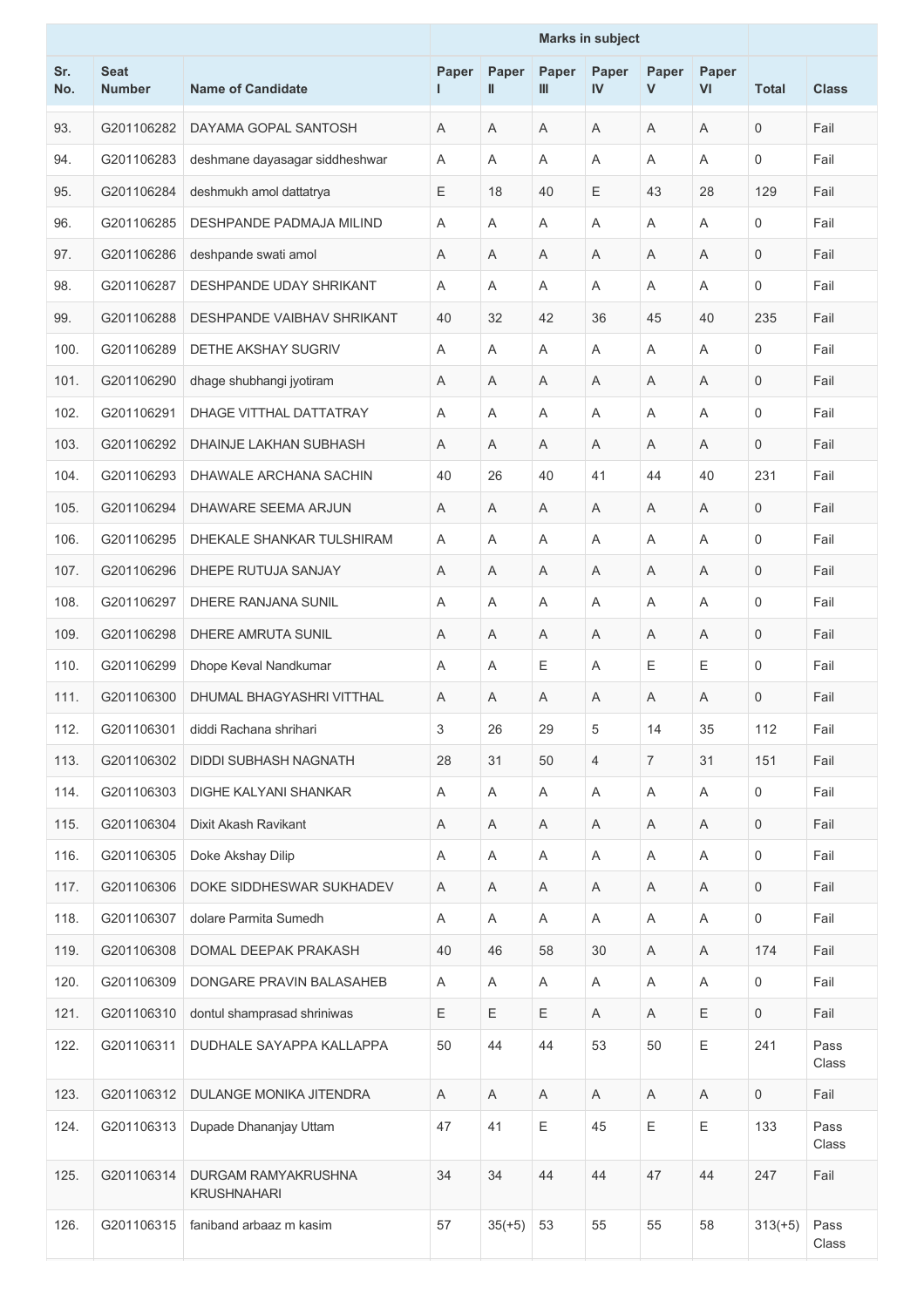| Sr. No. | Seat Number | Name of Candidate | Marks in subject | | | | | | Total | Class |
|---|---|---|---|---|---|---|---|---|---|---|
| | | | Paper I | Paper II | Paper III | Paper IV | Paper V | Paper VI | | |
| 93. | G201106282 | DAYAMA GOPAL SANTOSH | A | A | A | A | A | A | 0 | Fail |
| 94. | G201106283 | deshmane dayasagar siddheshwar | A | A | A | A | A | A | 0 | Fail |
| 95. | G201106284 | deshmukh amol dattatrya | E | 18 | 40 | E | 43 | 28 | 129 | Fail |
| 96. | G201106285 | DESHPANDE PADMAJA MILIND | A | A | A | A | A | A | 0 | Fail |
| 97. | G201106286 | deshpande swati amol | A | A | A | A | A | A | 0 | Fail |
| 98. | G201106287 | DESHPANDE UDAY SHRIKANT | A | A | A | A | A | A | 0 | Fail |
| 99. | G201106288 | DESHPANDE VAIBHAV SHRIKANT | 40 | 32 | 42 | 36 | 45 | 40 | 235 | Fail |
| 100. | G201106289 | DETHE AKSHAY SUGRIV | A | A | A | A | A | A | 0 | Fail |
| 101. | G201106290 | dhage shubhangi jyotiram | A | A | A | A | A | A | 0 | Fail |
| 102. | G201106291 | DHAGE VITTHAL DATTATRAY | A | A | A | A | A | A | 0 | Fail |
| 103. | G201106292 | DHAINJE LAKHAN SUBHASH | A | A | A | A | A | A | 0 | Fail |
| 104. | G201106293 | DHAWALE ARCHANA SACHIN | 40 | 26 | 40 | 41 | 44 | 40 | 231 | Fail |
| 105. | G201106294 | DHAWARE SEEMA ARJUN | A | A | A | A | A | A | 0 | Fail |
| 106. | G201106295 | DHEKALE SHANKAR TULSHIRAM | A | A | A | A | A | A | 0 | Fail |
| 107. | G201106296 | DHEPE RUTUJA SANJAY | A | A | A | A | A | A | 0 | Fail |
| 108. | G201106297 | DHERE RANJANA SUNIL | A | A | A | A | A | A | 0 | Fail |
| 109. | G201106298 | DHERE AMRUTA SUNIL | A | A | A | A | A | A | 0 | Fail |
| 110. | G201106299 | Dhope Keval Nandkumar | A | A | E | A | E | E | 0 | Fail |
| 111. | G201106300 | DHUMAL BHAGYASHRI VITTHAL | A | A | A | A | A | A | 0 | Fail |
| 112. | G201106301 | diddi Rachana shrihari | 3 | 26 | 29 | 5 | 14 | 35 | 112 | Fail |
| 113. | G201106302 | DIDDI SUBHASH NAGNATH | 28 | 31 | 50 | 4 | 7 | 31 | 151 | Fail |
| 114. | G201106303 | DIGHE KALYANI SHANKAR | A | A | A | A | A | A | 0 | Fail |
| 115. | G201106304 | Dixit Akash Ravikant | A | A | A | A | A | A | 0 | Fail |
| 116. | G201106305 | Doke Akshay Dilip | A | A | A | A | A | A | 0 | Fail |
| 117. | G201106306 | DOKE SIDDHESWAR SUKHADEV | A | A | A | A | A | A | 0 | Fail |
| 118. | G201106307 | dolare Parmita Sumedh | A | A | A | A | A | A | 0 | Fail |
| 119. | G201106308 | DOMAL DEEPAK PRAKASH | 40 | 46 | 58 | 30 | A | A | 174 | Fail |
| 120. | G201106309 | DONGARE PRAVIN BALASAHEB | A | A | A | A | A | A | 0 | Fail |
| 121. | G201106310 | dontul shamprasad shriniwas | E | E | E | A | A | E | 0 | Fail |
| 122. | G201106311 | DUDHALE SAYAPPA KALLAPPA | 50 | 44 | 44 | 53 | 50 | E | 241 | Pass Class |
| 123. | G201106312 | DULANGE MONIKA JITENDRA | A | A | A | A | A | A | 0 | Fail |
| 124. | G201106313 | Dupade Dhananjay Uttam | 47 | 41 | E | 45 | E | E | 133 | Pass Class |
| 125. | G201106314 | DURGAM RAMYAKRUSHNA KRUSHNAHARI | 34 | 34 | 44 | 44 | 47 | 44 | 247 | Fail |
| 126. | G201106315 | faniband arbaaz m kasim | 57 | 35(+5) | 53 | 55 | 55 | 58 | 313(+5) | Pass Class |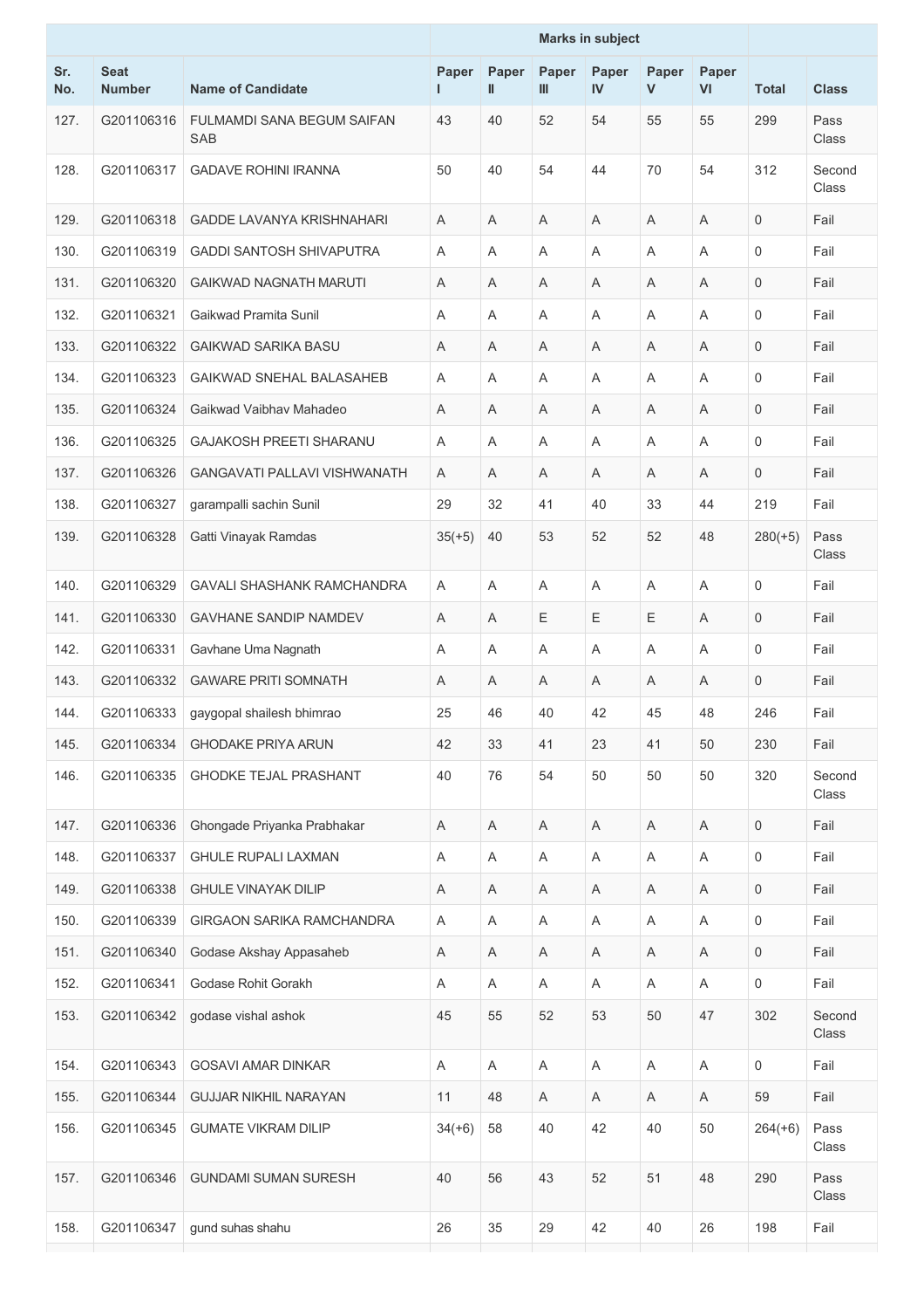| Sr. No. | Seat Number | Name of Candidate | Marks in subject | | | | | | Total | Class |
|---|---|---|---|---|---|---|---|---|---|---|
| | | | Paper I | Paper II | Paper III | Paper IV | Paper V | Paper VI | | |
| 127. | G201106316 | FULMAMDI SANA BEGUM SAIFAN SAB | 43 | 40 | 52 | 54 | 55 | 55 | 299 | Pass Class |
| 128. | G201106317 | GADAVE ROHINI IRANNA | 50 | 40 | 54 | 44 | 70 | 54 | 312 | Second Class |
| 129. | G201106318 | GADDE LAVANYA KRISHNAHARI | A | A | A | A | A | A | 0 | Fail |
| 130. | G201106319 | GADDI SANTOSH SHIVAPUTRA | A | A | A | A | A | A | 0 | Fail |
| 131. | G201106320 | GAIKWAD NAGNATH MARUTI | A | A | A | A | A | A | 0 | Fail |
| 132. | G201106321 | Gaikwad Pramita Sunil | A | A | A | A | A | A | 0 | Fail |
| 133. | G201106322 | GAIKWAD SARIKA BASU | A | A | A | A | A | A | 0 | Fail |
| 134. | G201106323 | GAIKWAD SNEHAL BALASAHEB | A | A | A | A | A | A | 0 | Fail |
| 135. | G201106324 | Gaikwad Vaibhav Mahadeo | A | A | A | A | A | A | 0 | Fail |
| 136. | G201106325 | GAJAKOSH PREETI SHARANU | A | A | A | A | A | A | 0 | Fail |
| 137. | G201106326 | GANGAVATI PALLAVI VISHWANATH | A | A | A | A | A | A | 0 | Fail |
| 138. | G201106327 | garampalli sachin Sunil | 29 | 32 | 41 | 40 | 33 | 44 | 219 | Fail |
| 139. | G201106328 | Gatti Vinayak Ramdas | 35(+5) | 40 | 53 | 52 | 52 | 48 | 280(+5) | Pass Class |
| 140. | G201106329 | GAVALI SHASHANK RAMCHANDRA | A | A | A | A | A | A | 0 | Fail |
| 141. | G201106330 | GAVHANE SANDIP NAMDEV | A | A | E | E | E | A | 0 | Fail |
| 142. | G201106331 | Gavhane Uma Nagnath | A | A | A | A | A | A | 0 | Fail |
| 143. | G201106332 | GAWARE PRITI SOMNATH | A | A | A | A | A | A | 0 | Fail |
| 144. | G201106333 | gaygopal shailesh bhimrao | 25 | 46 | 40 | 42 | 45 | 48 | 246 | Fail |
| 145. | G201106334 | GHODAKE PRIYA ARUN | 42 | 33 | 41 | 23 | 41 | 50 | 230 | Fail |
| 146. | G201106335 | GHODKE TEJAL PRASHANT | 40 | 76 | 54 | 50 | 50 | 50 | 320 | Second Class |
| 147. | G201106336 | Ghongade Priyanka Prabhakar | A | A | A | A | A | A | 0 | Fail |
| 148. | G201106337 | GHULE RUPALI LAXMAN | A | A | A | A | A | A | 0 | Fail |
| 149. | G201106338 | GHULE VINAYAK DILIP | A | A | A | A | A | A | 0 | Fail |
| 150. | G201106339 | GIRGAON SARIKA RAMCHANDRA | A | A | A | A | A | A | 0 | Fail |
| 151. | G201106340 | Godase Akshay Appasaheb | A | A | A | A | A | A | 0 | Fail |
| 152. | G201106341 | Godase Rohit Gorakh | A | A | A | A | A | A | 0 | Fail |
| 153. | G201106342 | godase vishal ashok | 45 | 55 | 52 | 53 | 50 | 47 | 302 | Second Class |
| 154. | G201106343 | GOSAVI AMAR DINKAR | A | A | A | A | A | A | 0 | Fail |
| 155. | G201106344 | GUJJAR NIKHIL NARAYAN | 11 | 48 | A | A | A | A | 59 | Fail |
| 156. | G201106345 | GUMATE VIKRAM DILIP | 34(+6) | 58 | 40 | 42 | 40 | 50 | 264(+6) | Pass Class |
| 157. | G201106346 | GUNDAMI SUMAN SURESH | 40 | 56 | 43 | 52 | 51 | 48 | 290 | Pass Class |
| 158. | G201106347 | gund suhas shahu | 26 | 35 | 29 | 42 | 40 | 26 | 198 | Fail |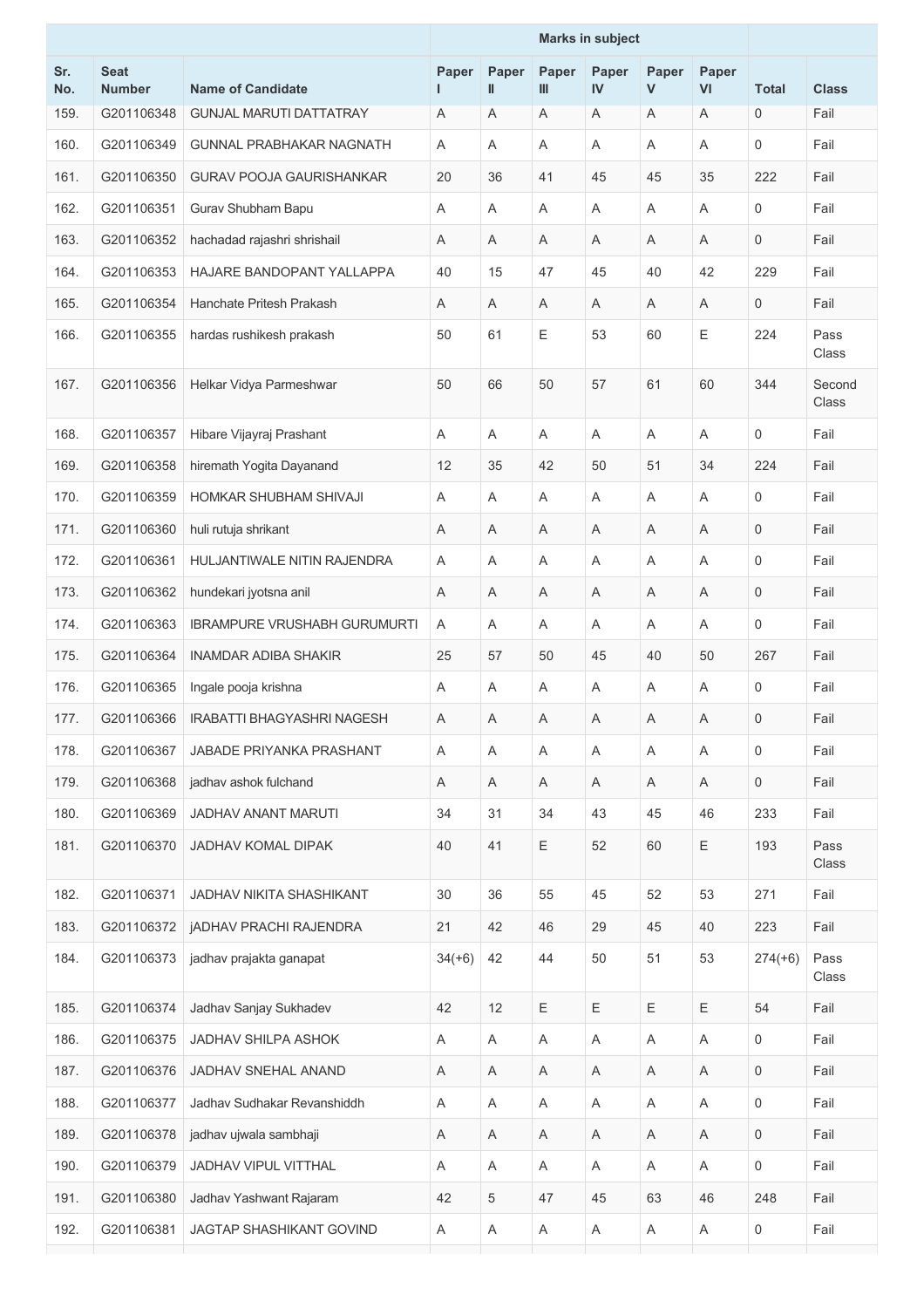| Sr. No. | Seat Number | Name of Candidate | Marks in subject | | | | | | Total | Class |
|---|---|---|---|---|---|---|---|---|---|---|
| | | | Paper I | Paper II | Paper III | Paper IV | Paper V | Paper VI | | |
| 159. | G201106348 | GUNJAL MARUTI DATTATRAY | A | A | A | A | A | A | 0 | Fail |
| 160. | G201106349 | GUNNAL PRABHAKAR NAGNATH | A | A | A | A | A | A | 0 | Fail |
| 161. | G201106350 | GURAV POOJA GAURISHANKAR | 20 | 36 | 41 | 45 | 45 | 35 | 222 | Fail |
| 162. | G201106351 | Gurav Shubham Bapu | A | A | A | A | A | A | 0 | Fail |
| 163. | G201106352 | hachadad rajashri shrishail | A | A | A | A | A | A | 0 | Fail |
| 164. | G201106353 | HAJARE BANDOPANT YALLAPPA | 40 | 15 | 47 | 45 | 40 | 42 | 229 | Fail |
| 165. | G201106354 | Hanchate Pritesh Prakash | A | A | A | A | A | A | 0 | Fail |
| 166. | G201106355 | hardas rushikesh prakash | 50 | 61 | E | 53 | 60 | E | 224 | Pass Class |
| 167. | G201106356 | Helkar Vidya Parmeshwar | 50 | 66 | 50 | 57 | 61 | 60 | 344 | Second Class |
| 168. | G201106357 | Hibare Vijayraj Prashant | A | A | A | A | A | A | 0 | Fail |
| 169. | G201106358 | hiremath Yogita Dayanand | 12 | 35 | 42 | 50 | 51 | 34 | 224 | Fail |
| 170. | G201106359 | HOMKAR SHUBHAM SHIVAJI | A | A | A | A | A | A | 0 | Fail |
| 171. | G201106360 | huli rutuja shrikant | A | A | A | A | A | A | 0 | Fail |
| 172. | G201106361 | HULJANTIWALE NITIN RAJENDRA | A | A | A | A | A | A | 0 | Fail |
| 173. | G201106362 | hundekari jyotsna anil | A | A | A | A | A | A | 0 | Fail |
| 174. | G201106363 | IBRAMPURE VRUSHABH GURUMURTI | A | A | A | A | A | A | 0 | Fail |
| 175. | G201106364 | INAMDAR ADIBA SHAKIR | 25 | 57 | 50 | 45 | 40 | 50 | 267 | Fail |
| 176. | G201106365 | Ingale pooja krishna | A | A | A | A | A | A | 0 | Fail |
| 177. | G201106366 | IRABATTI BHAGYASHRI NAGESH | A | A | A | A | A | A | 0 | Fail |
| 178. | G201106367 | JABADE PRIYANKA PRASHANT | A | A | A | A | A | A | 0 | Fail |
| 179. | G201106368 | jadhav ashok fulchand | A | A | A | A | A | A | 0 | Fail |
| 180. | G201106369 | JADHAV ANANT MARUTI | 34 | 31 | 34 | 43 | 45 | 46 | 233 | Fail |
| 181. | G201106370 | JADHAV KOMAL DIPAK | 40 | 41 | E | 52 | 60 | E | 193 | Pass Class |
| 182. | G201106371 | JADHAV NIKITA SHASHIKANT | 30 | 36 | 55 | 45 | 52 | 53 | 271 | Fail |
| 183. | G201106372 | jADHAV PRACHI RAJENDRA | 21 | 42 | 46 | 29 | 45 | 40 | 223 | Fail |
| 184. | G201106373 | jadhav prajakta ganapat | 34(+6) | 42 | 44 | 50 | 51 | 53 | 274(+6) | Pass Class |
| 185. | G201106374 | Jadhav Sanjay Sukhadev | 42 | 12 | E | E | E | E | 54 | Fail |
| 186. | G201106375 | JADHAV SHILPA ASHOK | A | A | A | A | A | A | 0 | Fail |
| 187. | G201106376 | JADHAV SNEHAL ANAND | A | A | A | A | A | A | 0 | Fail |
| 188. | G201106377 | Jadhav Sudhakar Revanshiddh | A | A | A | A | A | A | 0 | Fail |
| 189. | G201106378 | jadhav ujwala sambhaji | A | A | A | A | A | A | 0 | Fail |
| 190. | G201106379 | JADHAV VIPUL VITTHAL | A | A | A | A | A | A | 0 | Fail |
| 191. | G201106380 | Jadhav Yashwant Rajaram | 42 | 5 | 47 | 45 | 63 | 46 | 248 | Fail |
| 192. | G201106381 | JAGTAP SHASHIKANT GOVIND | A | A | A | A | A | A | 0 | Fail |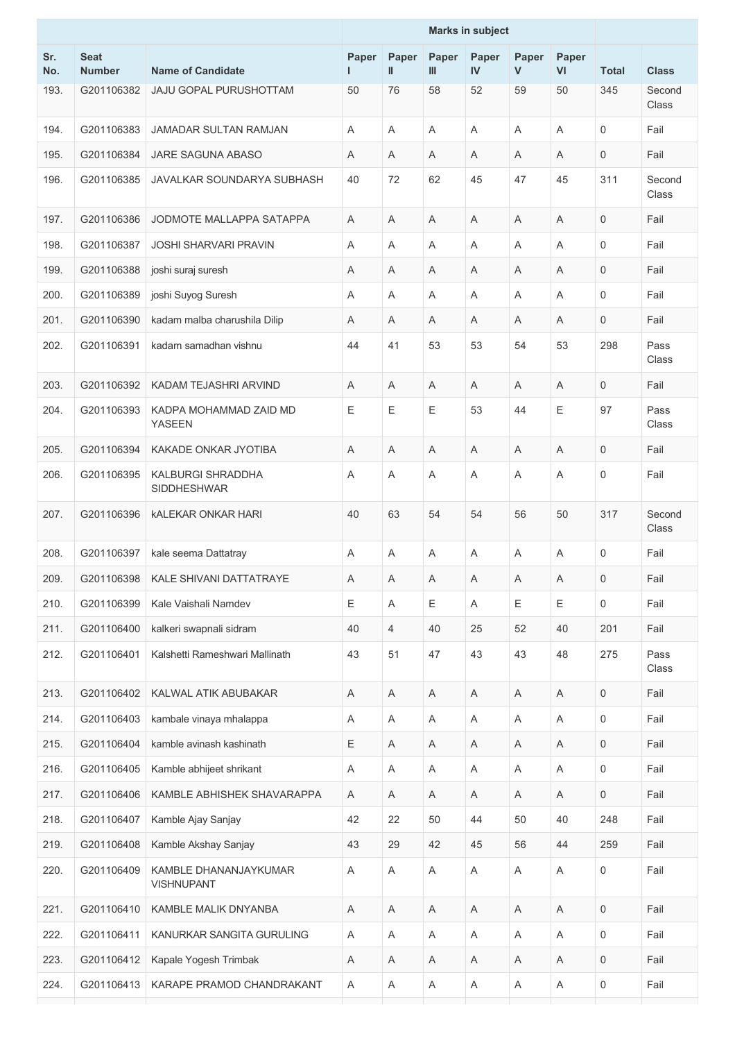| Sr. No. | Seat Number | Name of Candidate | Marks in subject | | | | | | Total | Class |
|---|---|---|---|---|---|---|---|---|---|---|
| | | | Paper I | Paper II | Paper III | Paper IV | Paper V | Paper VI | | |
| 193. | G201106382 | JAJU GOPAL PURUSHOTTAM | 50 | 76 | 58 | 52 | 59 | 50 | 345 | Second Class |
| 194. | G201106383 | JAMADAR SULTAN RAMJAN | A | A | A | A | A | A | 0 | Fail |
| 195. | G201106384 | JARE SAGUNA ABASO | A | A | A | A | A | A | 0 | Fail |
| 196. | G201106385 | JAVALKAR SOUNDARYA SUBHASH | 40 | 72 | 62 | 45 | 47 | 45 | 311 | Second Class |
| 197. | G201106386 | JODMOTE MALLAPPA SATAPPA | A | A | A | A | A | A | 0 | Fail |
| 198. | G201106387 | JOSHI SHARVARI PRAVIN | A | A | A | A | A | A | 0 | Fail |
| 199. | G201106388 | joshi suraj suresh | A | A | A | A | A | A | 0 | Fail |
| 200. | G201106389 | joshi Suyog Suresh | A | A | A | A | A | A | 0 | Fail |
| 201. | G201106390 | kadam malba charushila Dilip | A | A | A | A | A | A | 0 | Fail |
| 202. | G201106391 | kadam samadhan vishnu | 44 | 41 | 53 | 53 | 54 | 53 | 298 | Pass Class |
| 203. | G201106392 | KADAM TEJASHRI ARVIND | A | A | A | A | A | A | 0 | Fail |
| 204. | G201106393 | KADPA MOHAMMAD ZAID MD YASEEN | E | E | E | 53 | 44 | E | 97 | Pass Class |
| 205. | G201106394 | KAKADE ONKAR JYOTIBA | A | A | A | A | A | A | 0 | Fail |
| 206. | G201106395 | KALBURGI SHRADDHA SIDDHESHWAR | A | A | A | A | A | A | 0 | Fail |
| 207. | G201106396 | kALEKAR ONKAR HARI | 40 | 63 | 54 | 54 | 56 | 50 | 317 | Second Class |
| 208. | G201106397 | kale seema Dattatray | A | A | A | A | A | A | 0 | Fail |
| 209. | G201106398 | KALE SHIVANI DATTATRAYE | A | A | A | A | A | A | 0 | Fail |
| 210. | G201106399 | Kale Vaishali Namdev | E | A | E | A | E | E | 0 | Fail |
| 211. | G201106400 | kalkeri swapnali sidram | 40 | 4 | 40 | 25 | 52 | 40 | 201 | Fail |
| 212. | G201106401 | Kalshetti Rameshwari Mallinath | 43 | 51 | 47 | 43 | 43 | 48 | 275 | Pass Class |
| 213. | G201106402 | KALWAL ATIK ABUBAKAR | A | A | A | A | A | A | 0 | Fail |
| 214. | G201106403 | kambale vinaya mhalappa | A | A | A | A | A | A | 0 | Fail |
| 215. | G201106404 | kamble avinash kashinath | E | A | A | A | A | A | 0 | Fail |
| 216. | G201106405 | Kamble abhijeet shrikant | A | A | A | A | A | A | 0 | Fail |
| 217. | G201106406 | KAMBLE ABHISHEK SHAVARAPPA | A | A | A | A | A | A | 0 | Fail |
| 218. | G201106407 | Kamble Ajay Sanjay | 42 | 22 | 50 | 44 | 50 | 40 | 248 | Fail |
| 219. | G201106408 | Kamble Akshay Sanjay | 43 | 29 | 42 | 45 | 56 | 44 | 259 | Fail |
| 220. | G201106409 | KAMBLE DHANANJAYKUMAR VISHNUPANT | A | A | A | A | A | A | 0 | Fail |
| 221. | G201106410 | KAMBLE MALIK DNYANBA | A | A | A | A | A | A | 0 | Fail |
| 222. | G201106411 | KANURKAR SANGITA GURULING | A | A | A | A | A | A | 0 | Fail |
| 223. | G201106412 | Kapale Yogesh Trimbak | A | A | A | A | A | A | 0 | Fail |
| 224. | G201106413 | KARAPE PRAMOD CHANDRAKANT | A | A | A | A | A | A | 0 | Fail |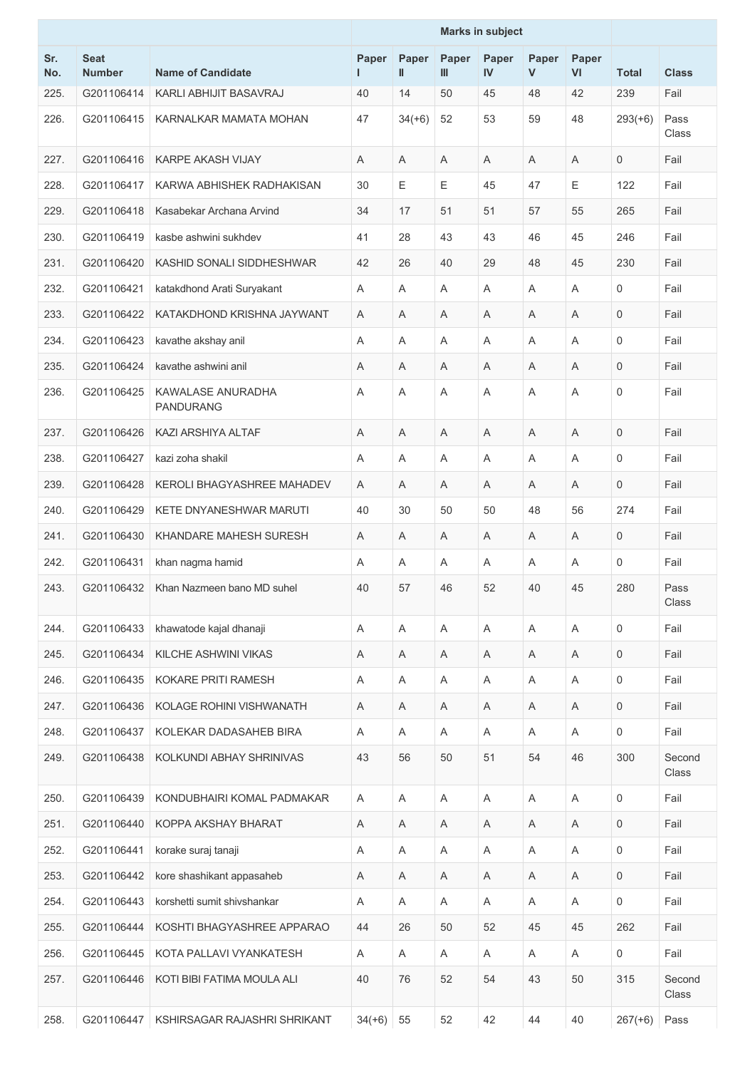| Sr. No. | Seat Number | Name of Candidate | Marks in subject | | | | | | Total | Class |
|---|---|---|---|---|---|---|---|---|---|---|
| | | | Paper I | Paper II | Paper III | Paper IV | Paper V | Paper VI | | |
| 225. | G201106414 | KARLI ABHIJIT BASAVRAJ | 40 | 14 | 50 | 45 | 48 | 42 | 239 | Fail |
| 226. | G201106415 | KARNALKAR MAMATA MOHAN | 47 | 34(+6) | 52 | 53 | 59 | 48 | 293(+6) | Pass Class |
| 227. | G201106416 | KARPE AKASH VIJAY | A | A | A | A | A | A | 0 | Fail |
| 228. | G201106417 | KARWA ABHISHEK RADHAKISAN | 30 | E | E | 45 | 47 | E | 122 | Fail |
| 229. | G201106418 | Kasabekar Archana Arvind | 34 | 17 | 51 | 51 | 57 | 55 | 265 | Fail |
| 230. | G201106419 | kasbe ashwini sukhdev | 41 | 28 | 43 | 43 | 46 | 45 | 246 | Fail |
| 231. | G201106420 | KASHID SONALI SIDDHESHWAR | 42 | 26 | 40 | 29 | 48 | 45 | 230 | Fail |
| 232. | G201106421 | katakdhond Arati Suryakant | A | A | A | A | A | A | 0 | Fail |
| 233. | G201106422 | KATAKDHOND KRISHNA JAYWANT | A | A | A | A | A | A | 0 | Fail |
| 234. | G201106423 | kavathe akshay anil | A | A | A | A | A | A | 0 | Fail |
| 235. | G201106424 | kavathe ashwini anil | A | A | A | A | A | A | 0 | Fail |
| 236. | G201106425 | KAWALASE ANURADHA PANDURANG | A | A | A | A | A | A | 0 | Fail |
| 237. | G201106426 | KAZI ARSHIYA ALTAF | A | A | A | A | A | A | 0 | Fail |
| 238. | G201106427 | kazi zoha shakil | A | A | A | A | A | A | 0 | Fail |
| 239. | G201106428 | KEROLI BHAGYASHREE MAHADEV | A | A | A | A | A | A | 0 | Fail |
| 240. | G201106429 | KETE DNYANESHWAR MARUTI | 40 | 30 | 50 | 50 | 48 | 56 | 274 | Fail |
| 241. | G201106430 | KHANDARE MAHESH SURESH | A | A | A | A | A | A | 0 | Fail |
| 242. | G201106431 | khan nagma hamid | A | A | A | A | A | A | 0 | Fail |
| 243. | G201106432 | Khan Nazmeen bano MD suhel | 40 | 57 | 46 | 52 | 40 | 45 | 280 | Pass Class |
| 244. | G201106433 | khawatode kajal dhanaji | A | A | A | A | A | A | 0 | Fail |
| 245. | G201106434 | KILCHE ASHWINI VIKAS | A | A | A | A | A | A | 0 | Fail |
| 246. | G201106435 | KOKARE PRITI RAMESH | A | A | A | A | A | A | 0 | Fail |
| 247. | G201106436 | KOLAGE ROHINI VISHWANATH | A | A | A | A | A | A | 0 | Fail |
| 248. | G201106437 | KOLEKAR DADASAHEB BIRA | A | A | A | A | A | A | 0 | Fail |
| 249. | G201106438 | KOLKUNDI ABHAY SHRINIVAS | 43 | 56 | 50 | 51 | 54 | 46 | 300 | Second Class |
| 250. | G201106439 | KONDUBHAIRI KOMAL PADMAKAR | A | A | A | A | A | A | 0 | Fail |
| 251. | G201106440 | KOPPA AKSHAY BHARAT | A | A | A | A | A | A | 0 | Fail |
| 252. | G201106441 | korake suraj tanaji | A | A | A | A | A | A | 0 | Fail |
| 253. | G201106442 | kore shashikant appasaheb | A | A | A | A | A | A | 0 | Fail |
| 254. | G201106443 | korshetti sumit shivshankar | A | A | A | A | A | A | 0 | Fail |
| 255. | G201106444 | KOSHTI BHAGYASHREE APPARAO | 44 | 26 | 50 | 52 | 45 | 45 | 262 | Fail |
| 256. | G201106445 | KOTA PALLAVI VYANKATESH | A | A | A | A | A | A | 0 | Fail |
| 257. | G201106446 | KOTI BIBI FATIMA MOULA ALI | 40 | 76 | 52 | 54 | 43 | 50 | 315 | Second Class |
| 258. | G201106447 | KSHIRSAGAR RAJASHRI SHRIKANT | 34(+6) | 55 | 52 | 42 | 44 | 40 | 267(+6) | Pass |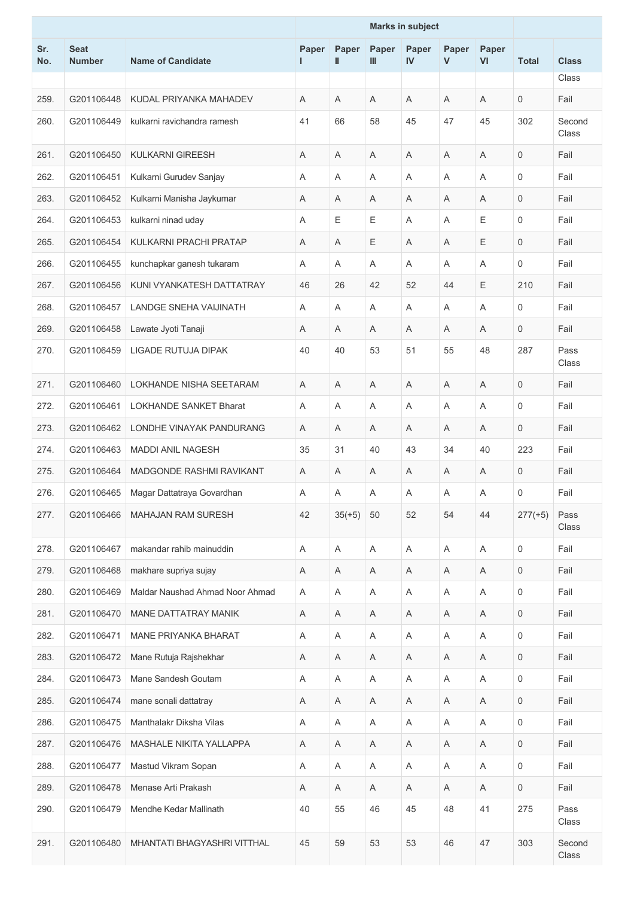| Sr. No. | Seat Number | Name of Candidate | Marks in subject | | | | | | Total | Class |
|---|---|---|---|---|---|---|---|---|---|---|
| | | | Paper I | Paper II | Paper III | Paper IV | Paper V | Paper VI | | |
| | | | | | | | | | | Class |
| 259. | G201106448 | KUDAL PRIYANKA MAHADEV | A | A | A | A | A | A | 0 | Fail |
| 260. | G201106449 | kulkarni ravichandra ramesh | 41 | 66 | 58 | 45 | 47 | 45 | 302 | Second Class |
| 261. | G201106450 | KULKARNI GIREESH | A | A | A | A | A | A | 0 | Fail |
| 262. | G201106451 | Kulkarni Gurudev Sanjay | A | A | A | A | A | A | 0 | Fail |
| 263. | G201106452 | Kulkarni Manisha Jaykumar | A | A | A | A | A | A | 0 | Fail |
| 264. | G201106453 | kulkarni ninad uday | A | E | E | A | A | E | 0 | Fail |
| 265. | G201106454 | KULKARNI PRACHI PRATAP | A | A | E | A | A | E | 0 | Fail |
| 266. | G201106455 | kunchapkar ganesh tukaram | A | A | A | A | A | A | 0 | Fail |
| 267. | G201106456 | KUNI VYANKATESH DATTATRAY | 46 | 26 | 42 | 52 | 44 | E | 210 | Fail |
| 268. | G201106457 | LANDGE SNEHA VAIJINATH | A | A | A | A | A | A | 0 | Fail |
| 269. | G201106458 | Lawate Jyoti Tanaji | A | A | A | A | A | A | 0 | Fail |
| 270. | G201106459 | LIGADE RUTUJA DIPAK | 40 | 40 | 53 | 51 | 55 | 48 | 287 | Pass Class |
| 271. | G201106460 | LOKHANDE NISHA SEETARAM | A | A | A | A | A | A | 0 | Fail |
| 272. | G201106461 | LOKHANDE SANKET Bharat | A | A | A | A | A | A | 0 | Fail |
| 273. | G201106462 | LONDHE VINAYAK PANDURANG | A | A | A | A | A | A | 0 | Fail |
| 274. | G201106463 | MADDI ANIL NAGESH | 35 | 31 | 40 | 43 | 34 | 40 | 223 | Fail |
| 275. | G201106464 | MADGONDE RASHMI RAVIKANT | A | A | A | A | A | A | 0 | Fail |
| 276. | G201106465 | Magar Dattatraya Govardhan | A | A | A | A | A | A | 0 | Fail |
| 277. | G201106466 | MAHAJAN RAM SURESH | 42 | 35(+5) | 50 | 52 | 54 | 44 | 277(+5) | Pass Class |
| 278. | G201106467 | makandar rahib mainuddin | A | A | A | A | A | A | 0 | Fail |
| 279. | G201106468 | makhare supriya sujay | A | A | A | A | A | A | 0 | Fail |
| 280. | G201106469 | Maldar Naushad Ahmad Noor Ahmad | A | A | A | A | A | A | 0 | Fail |
| 281. | G201106470 | MANE DATTATRAY MANIK | A | A | A | A | A | A | 0 | Fail |
| 282. | G201106471 | MANE PRIYANKA BHARAT | A | A | A | A | A | A | 0 | Fail |
| 283. | G201106472 | Mane Rutuja Rajshekhar | A | A | A | A | A | A | 0 | Fail |
| 284. | G201106473 | Mane Sandesh Goutam | A | A | A | A | A | A | 0 | Fail |
| 285. | G201106474 | mane sonali dattatray | A | A | A | A | A | A | 0 | Fail |
| 286. | G201106475 | Manthalakr Diksha Vilas | A | A | A | A | A | A | 0 | Fail |
| 287. | G201106476 | MASHALE NIKITA YALLAPPA | A | A | A | A | A | A | 0 | Fail |
| 288. | G201106477 | Mastud Vikram Sopan | A | A | A | A | A | A | 0 | Fail |
| 289. | G201106478 | Menase Arti Prakash | A | A | A | A | A | A | 0 | Fail |
| 290. | G201106479 | Mendhe Kedar Mallinath | 40 | 55 | 46 | 45 | 48 | 41 | 275 | Pass Class |
| 291. | G201106480 | MHANTATI BHAGYASHRI VITTHAL | 45 | 59 | 53 | 53 | 46 | 47 | 303 | Second Class |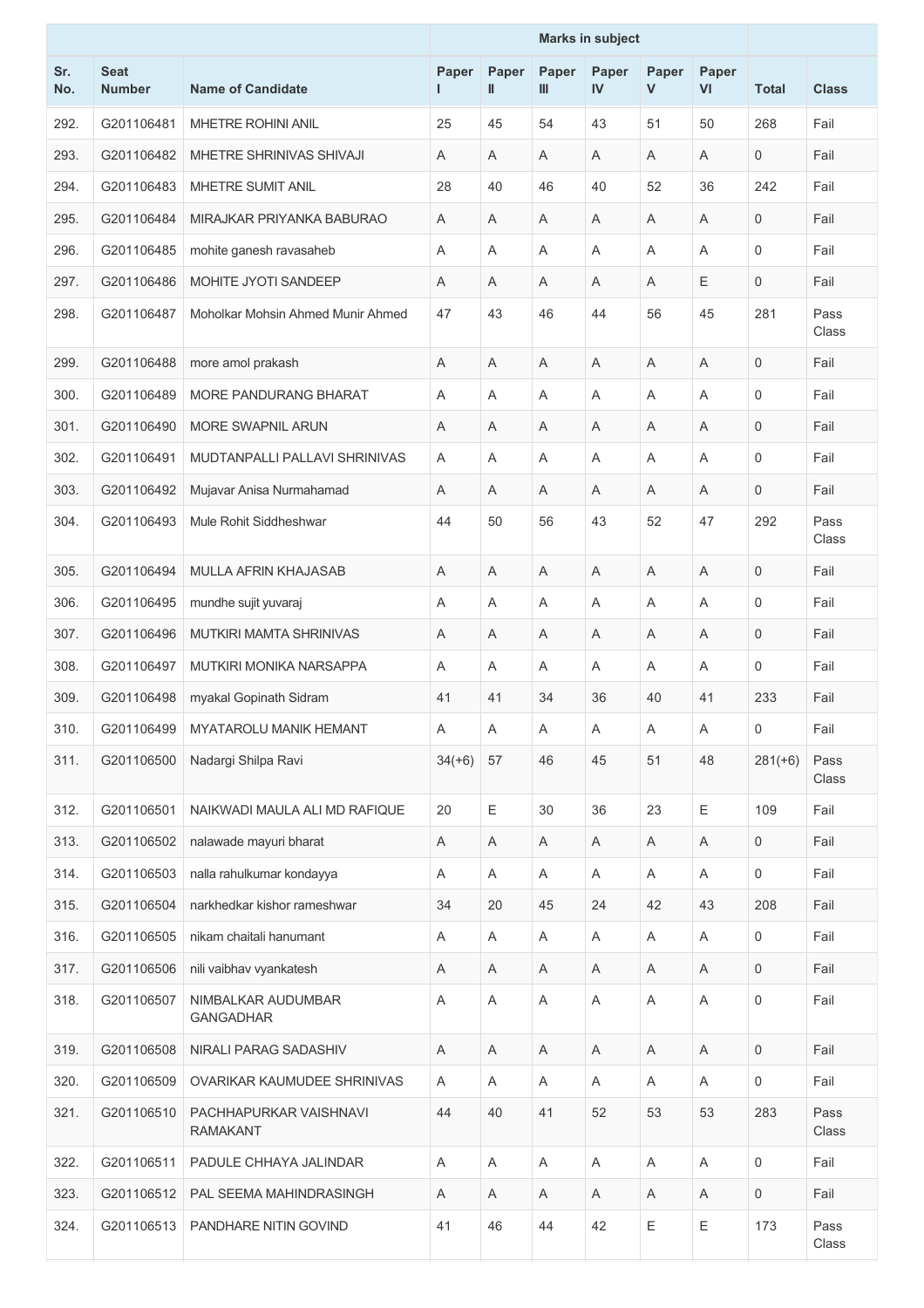| Sr. No. | Seat Number | Name of Candidate | Marks in subject | | | | | | Total | Class |
|---|---|---|---|---|---|---|---|---|---|---|
| | | | Paper I | Paper II | Paper III | Paper IV | Paper V | Paper VI | | |
| 292. | G201106481 | MHETRE ROHINI ANIL | 25 | 45 | 54 | 43 | 51 | 50 | 268 | Fail |
| 293. | G201106482 | MHETRE SHRINIVAS SHIVAJI | A | A | A | A | A | A | 0 | Fail |
| 294. | G201106483 | MHETRE SUMIT ANIL | 28 | 40 | 46 | 40 | 52 | 36 | 242 | Fail |
| 295. | G201106484 | MIRAJKAR PRIYANKA BABURAO | A | A | A | A | A | A | 0 | Fail |
| 296. | G201106485 | mohite ganesh ravasaheb | A | A | A | A | A | A | 0 | Fail |
| 297. | G201106486 | MOHITE JYOTI SANDEEP | A | A | A | A | A | E | 0 | Fail |
| 298. | G201106487 | Moholkar Mohsin Ahmed Munir Ahmed | 47 | 43 | 46 | 44 | 56 | 45 | 281 | Pass Class |
| 299. | G201106488 | more amol prakash | A | A | A | A | A | A | 0 | Fail |
| 300. | G201106489 | MORE PANDURANG BHARAT | A | A | A | A | A | A | 0 | Fail |
| 301. | G201106490 | MORE SWAPNIL ARUN | A | A | A | A | A | A | 0 | Fail |
| 302. | G201106491 | MUDTANPALLI PALLAVI SHRINIVAS | A | A | A | A | A | A | 0 | Fail |
| 303. | G201106492 | Mujavar Anisa Nurmahamad | A | A | A | A | A | A | 0 | Fail |
| 304. | G201106493 | Mule Rohit Siddheshwar | 44 | 50 | 56 | 43 | 52 | 47 | 292 | Pass Class |
| 305. | G201106494 | MULLA AFRIN KHAJASAB | A | A | A | A | A | A | 0 | Fail |
| 306. | G201106495 | mundhe sujit yuvaraj | A | A | A | A | A | A | 0 | Fail |
| 307. | G201106496 | MUTKIRI MAMTA SHRINIVAS | A | A | A | A | A | A | 0 | Fail |
| 308. | G201106497 | MUTKIRI MONIKA NARSAPPA | A | A | A | A | A | A | 0 | Fail |
| 309. | G201106498 | myakal Gopinath Sidram | 41 | 41 | 34 | 36 | 40 | 41 | 233 | Fail |
| 310. | G201106499 | MYATAROLU MANIK HEMANT | A | A | A | A | A | A | 0 | Fail |
| 311. | G201106500 | Nadargi Shilpa Ravi | 34(+6) | 57 | 46 | 45 | 51 | 48 | 281(+6) | Pass Class |
| 312. | G201106501 | NAIKWADI MAULA ALI MD RAFIQUE | 20 | E | 30 | 36 | 23 | E | 109 | Fail |
| 313. | G201106502 | nalawade mayuri bharat | A | A | A | A | A | A | 0 | Fail |
| 314. | G201106503 | nalla rahulkumar kondayya | A | A | A | A | A | A | 0 | Fail |
| 315. | G201106504 | narkhedkar kishor rameshwar | 34 | 20 | 45 | 24 | 42 | 43 | 208 | Fail |
| 316. | G201106505 | nikam chaitali hanumant | A | A | A | A | A | A | 0 | Fail |
| 317. | G201106506 | nili vaibhav vyankatesh | A | A | A | A | A | A | 0 | Fail |
| 318. | G201106507 | NIMBALKAR AUDUMBAR GANGADHAR | A | A | A | A | A | A | 0 | Fail |
| 319. | G201106508 | NIRALI PARAG SADASHIV | A | A | A | A | A | A | 0 | Fail |
| 320. | G201106509 | OVARIKAR KAUMUDEE SHRINIVAS | A | A | A | A | A | A | 0 | Fail |
| 321. | G201106510 | PACHHAPURKAR VAISHNAVI RAMAKANT | 44 | 40 | 41 | 52 | 53 | 53 | 283 | Pass Class |
| 322. | G201106511 | PADULE CHHAYA JALINDAR | A | A | A | A | A | A | 0 | Fail |
| 323. | G201106512 | PAL SEEMA MAHINDRASINGH | A | A | A | A | A | A | 0 | Fail |
| 324. | G201106513 | PANDHARE NITIN GOVIND | 41 | 46 | 44 | 42 | E | E | 173 | Pass Class |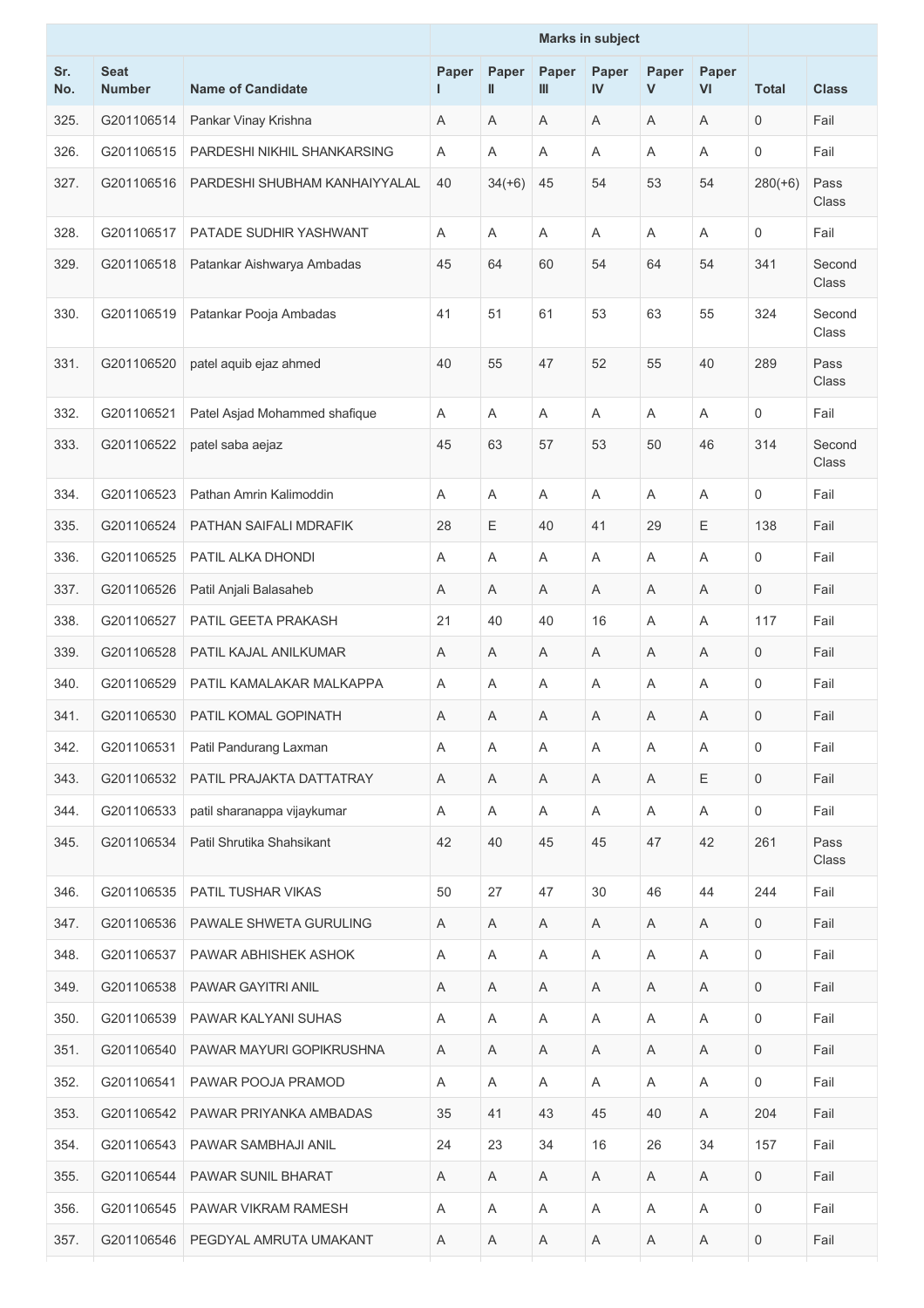| Sr. No. | Seat Number | Name of Candidate | Marks in subject | | | | | | Total | Class |
|---|---|---|---|---|---|---|---|---|---|---|
| | | | Paper I | Paper II | Paper III | Paper IV | Paper V | Paper VI | | |
| 325. | G201106514 | Pankar Vinay Krishna | A | A | A | A | A | A | 0 | Fail |
| 326. | G201106515 | PARDESHI NIKHIL SHANKARSING | A | A | A | A | A | A | 0 | Fail |
| 327. | G201106516 | PARDESHI SHUBHAM KANHAIYYALAL | 40 | 34(+6) | 45 | 54 | 53 | 54 | 280(+6) | Pass Class |
| 328. | G201106517 | PATADE SUDHIR YASHWANT | A | A | A | A | A | A | 0 | Fail |
| 329. | G201106518 | Patankar Aishwarya Ambadas | 45 | 64 | 60 | 54 | 64 | 54 | 341 | Second Class |
| 330. | G201106519 | Patankar Pooja Ambadas | 41 | 51 | 61 | 53 | 63 | 55 | 324 | Second Class |
| 331. | G201106520 | patel aquib ejaz ahmed | 40 | 55 | 47 | 52 | 55 | 40 | 289 | Pass Class |
| 332. | G201106521 | Patel Asjad Mohammed shafique | A | A | A | A | A | A | 0 | Fail |
| 333. | G201106522 | patel saba aejaz | 45 | 63 | 57 | 53 | 50 | 46 | 314 | Second Class |
| 334. | G201106523 | Pathan Amrin Kalimoddin | A | A | A | A | A | A | 0 | Fail |
| 335. | G201106524 | PATHAN SAIFALI MDRAFIK | 28 | E | 40 | 41 | 29 | E | 138 | Fail |
| 336. | G201106525 | PATIL ALKA DHONDI | A | A | A | A | A | A | 0 | Fail |
| 337. | G201106526 | Patil Anjali Balasaheb | A | A | A | A | A | A | 0 | Fail |
| 338. | G201106527 | PATIL GEETA PRAKASH | 21 | 40 | 40 | 16 | A | A | 117 | Fail |
| 339. | G201106528 | PATIL KAJAL ANILKUMAR | A | A | A | A | A | A | 0 | Fail |
| 340. | G201106529 | PATIL KAMALAKAR MALKAPPA | A | A | A | A | A | A | 0 | Fail |
| 341. | G201106530 | PATIL KOMAL GOPINATH | A | A | A | A | A | A | 0 | Fail |
| 342. | G201106531 | Patil Pandurang Laxman | A | A | A | A | A | A | 0 | Fail |
| 343. | G201106532 | PATIL PRAJAKTA DATTATRAY | A | A | A | A | A | E | 0 | Fail |
| 344. | G201106533 | patil sharanappa vijaykumar | A | A | A | A | A | A | 0 | Fail |
| 345. | G201106534 | Patil Shrutika Shahsikant | 42 | 40 | 45 | 45 | 47 | 42 | 261 | Pass Class |
| 346. | G201106535 | PATIL TUSHAR VIKAS | 50 | 27 | 47 | 30 | 46 | 44 | 244 | Fail |
| 347. | G201106536 | PAWALE SHWETA GURULING | A | A | A | A | A | A | 0 | Fail |
| 348. | G201106537 | PAWAR ABHISHEK ASHOK | A | A | A | A | A | A | 0 | Fail |
| 349. | G201106538 | PAWAR GAYITRI ANIL | A | A | A | A | A | A | 0 | Fail |
| 350. | G201106539 | PAWAR KALYANI SUHAS | A | A | A | A | A | A | 0 | Fail |
| 351. | G201106540 | PAWAR MAYURI GOPIKRUSHNA | A | A | A | A | A | A | 0 | Fail |
| 352. | G201106541 | PAWAR POOJA PRAMOD | A | A | A | A | A | A | 0 | Fail |
| 353. | G201106542 | PAWAR PRIYANKA AMBADAS | 35 | 41 | 43 | 45 | 40 | A | 204 | Fail |
| 354. | G201106543 | PAWAR SAMBHAJI ANIL | 24 | 23 | 34 | 16 | 26 | 34 | 157 | Fail |
| 355. | G201106544 | PAWAR SUNIL BHARAT | A | A | A | A | A | A | 0 | Fail |
| 356. | G201106545 | PAWAR VIKRAM RAMESH | A | A | A | A | A | A | 0 | Fail |
| 357. | G201106546 | PEGDYAL AMRUTA UMAKANT | A | A | A | A | A | A | 0 | Fail |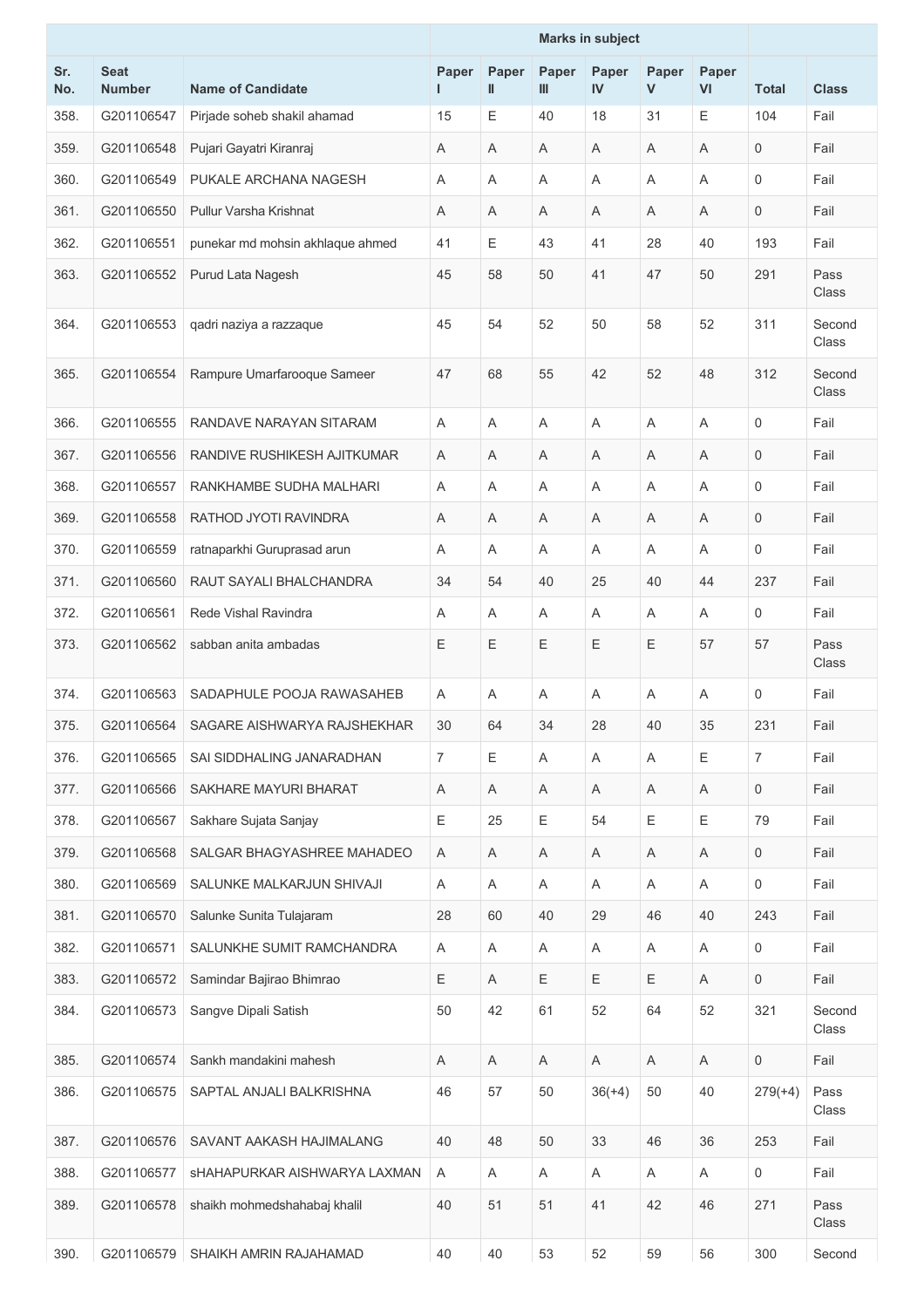| Sr. No. | Seat Number | Name of Candidate | Marks in subject | | | | | | Total | Class |
|---|---|---|---|---|---|---|---|---|---|---|
| | | | Paper I | Paper II | Paper III | Paper IV | Paper V | Paper VI | | |
| 358. | G201106547 | Pirjade soheb shakil ahamad | 15 | E | 40 | 18 | 31 | E | 104 | Fail |
| 359. | G201106548 | Pujari Gayatri Kiranraj | A | A | A | A | A | A | 0 | Fail |
| 360. | G201106549 | PUKALE ARCHANA NAGESH | A | A | A | A | A | A | 0 | Fail |
| 361. | G201106550 | Pullur Varsha Krishnat | A | A | A | A | A | A | 0 | Fail |
| 362. | G201106551 | punekar md mohsin akhlaque ahmed | 41 | E | 43 | 41 | 28 | 40 | 193 | Fail |
| 363. | G201106552 | Purud Lata Nagesh | 45 | 58 | 50 | 41 | 47 | 50 | 291 | Pass Class |
| 364. | G201106553 | qadri naziya a razzaque | 45 | 54 | 52 | 50 | 58 | 52 | 311 | Second Class |
| 365. | G201106554 | Rampure Umarfarooque Sameer | 47 | 68 | 55 | 42 | 52 | 48 | 312 | Second Class |
| 366. | G201106555 | RANDAVE NARAYAN SITARAM | A | A | A | A | A | A | 0 | Fail |
| 367. | G201106556 | RANDIVE RUSHIKESH AJITKUMAR | A | A | A | A | A | A | 0 | Fail |
| 368. | G201106557 | RANKHAMBE SUDHA MALHARI | A | A | A | A | A | A | 0 | Fail |
| 369. | G201106558 | RATHOD JYOTI RAVINDRA | A | A | A | A | A | A | 0 | Fail |
| 370. | G201106559 | ratnaparkhi Guruprasad arun | A | A | A | A | A | A | 0 | Fail |
| 371. | G201106560 | RAUT SAYALI BHALCHANDRA | 34 | 54 | 40 | 25 | 40 | 44 | 237 | Fail |
| 372. | G201106561 | Rede Vishal Ravindra | A | A | A | A | A | A | 0 | Fail |
| 373. | G201106562 | sabban anita ambadas | E | E | E | E | E | 57 | 57 | Pass Class |
| 374. | G201106563 | SADAPHULE POOJA RAWASAHEB | A | A | A | A | A | A | 0 | Fail |
| 375. | G201106564 | SAGARE AISHWARYA RAJSHEKHAR | 30 | 64 | 34 | 28 | 40 | 35 | 231 | Fail |
| 376. | G201106565 | SAI SIDDHALING JANARADHAN | 7 | E | A | A | A | E | 7 | Fail |
| 377. | G201106566 | SAKHARE MAYURI BHARAT | A | A | A | A | A | A | 0 | Fail |
| 378. | G201106567 | Sakhare Sujata Sanjay | E | 25 | E | 54 | E | E | 79 | Fail |
| 379. | G201106568 | SALGAR BHAGYASHREE MAHADEO | A | A | A | A | A | A | 0 | Fail |
| 380. | G201106569 | SALUNKE MALKARJUN SHIVAJI | A | A | A | A | A | A | 0 | Fail |
| 381. | G201106570 | Salunke Sunita Tulajaram | 28 | 60 | 40 | 29 | 46 | 40 | 243 | Fail |
| 382. | G201106571 | SALUNKHE SUMIT RAMCHANDRA | A | A | A | A | A | A | 0 | Fail |
| 383. | G201106572 | Samindar Bajirao Bhimrao | E | A | E | E | E | A | 0 | Fail |
| 384. | G201106573 | Sangve Dipali Satish | 50 | 42 | 61 | 52 | 64 | 52 | 321 | Second Class |
| 385. | G201106574 | Sankh mandakini mahesh | A | A | A | A | A | A | 0 | Fail |
| 386. | G201106575 | SAPTAL ANJALI BALKRISHNA | 46 | 57 | 50 | 36(+4) | 50 | 40 | 279(+4) | Pass Class |
| 387. | G201106576 | SAVANT AAKASH HAJIMALANG | 40 | 48 | 50 | 33 | 46 | 36 | 253 | Fail |
| 388. | G201106577 | sHAHAPURKAR AISHWARYA LAXMAN | A | A | A | A | A | A | 0 | Fail |
| 389. | G201106578 | shaikh mohmedshahabaj khalil | 40 | 51 | 51 | 41 | 42 | 46 | 271 | Pass Class |
| 390. | G201106579 | SHAIKH AMRIN RAJAHAMAD | 40 | 40 | 53 | 52 | 59 | 56 | 300 | Second |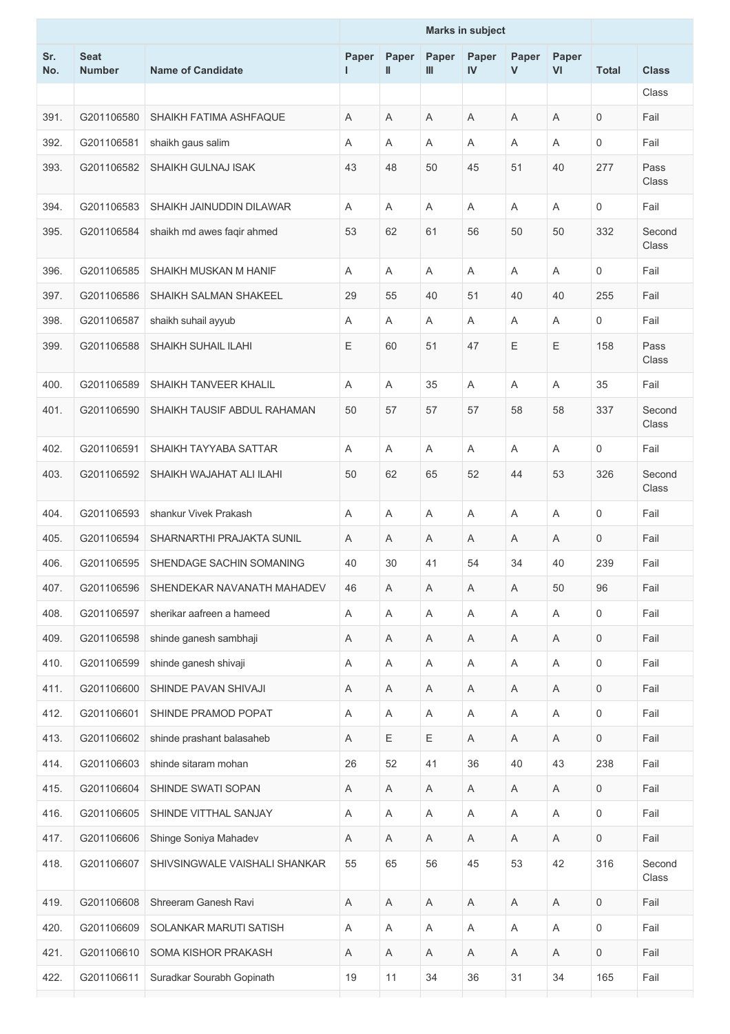| Sr. No. | Seat Number | Name of Candidate | Marks in subject | | | | | | Total | Class |
|---|---|---|---|---|---|---|---|---|---|---|
| | | | Paper I | Paper II | Paper III | Paper IV | Paper V | Paper VI | | |
| | | | | | | | | | | Class |
| 391. | G201106580 | SHAIKH FATIMA ASHFAQUE | A | A | A | A | A | A | 0 | Fail |
| 392. | G201106581 | shaikh gaus salim | A | A | A | A | A | A | 0 | Fail |
| 393. | G201106582 | SHAIKH GULNAJ ISAK | 43 | 48 | 50 | 45 | 51 | 40 | 277 | Pass Class |
| 394. | G201106583 | SHAIKH JAINUDDIN DILAWAR | A | A | A | A | A | A | 0 | Fail |
| 395. | G201106584 | shaikh md awes faqir ahmed | 53 | 62 | 61 | 56 | 50 | 50 | 332 | Second Class |
| 396. | G201106585 | SHAIKH MUSKAN M HANIF | A | A | A | A | A | A | 0 | Fail |
| 397. | G201106586 | SHAIKH SALMAN SHAKEEL | 29 | 55 | 40 | 51 | 40 | 40 | 255 | Fail |
| 398. | G201106587 | shaikh suhail ayyub | A | A | A | A | A | A | 0 | Fail |
| 399. | G201106588 | SHAIKH SUHAIL ILAHI | E | 60 | 51 | 47 | E | E | 158 | Pass Class |
| 400. | G201106589 | SHAIKH TANVEER KHALIL | A | A | 35 | A | A | A | 35 | Fail |
| 401. | G201106590 | SHAIKH TAUSIF ABDUL RAHAMAN | 50 | 57 | 57 | 57 | 58 | 58 | 337 | Second Class |
| 402. | G201106591 | SHAIKH TAYYABA SATTAR | A | A | A | A | A | A | 0 | Fail |
| 403. | G201106592 | SHAIKH WAJAHAT ALI ILAHI | 50 | 62 | 65 | 52 | 44 | 53 | 326 | Second Class |
| 404. | G201106593 | shankur Vivek Prakash | A | A | A | A | A | A | 0 | Fail |
| 405. | G201106594 | SHARNARTHI PRAJAKTA SUNIL | A | A | A | A | A | A | 0 | Fail |
| 406. | G201106595 | SHENDAGE SACHIN SOMANING | 40 | 30 | 41 | 54 | 34 | 40 | 239 | Fail |
| 407. | G201106596 | SHENDEKAR NAVANATH MAHADEV | 46 | A | A | A | A | 50 | 96 | Fail |
| 408. | G201106597 | sherikar aafreen a hameed | A | A | A | A | A | A | 0 | Fail |
| 409. | G201106598 | shinde ganesh sambhaji | A | A | A | A | A | A | 0 | Fail |
| 410. | G201106599 | shinde ganesh shivaji | A | A | A | A | A | A | 0 | Fail |
| 411. | G201106600 | SHINDE PAVAN SHIVAJI | A | A | A | A | A | A | 0 | Fail |
| 412. | G201106601 | SHINDE PRAMOD POPAT | A | A | A | A | A | A | 0 | Fail |
| 413. | G201106602 | shinde prashant balasaheb | A | E | E | A | A | A | 0 | Fail |
| 414. | G201106603 | shinde sitaram mohan | 26 | 52 | 41 | 36 | 40 | 43 | 238 | Fail |
| 415. | G201106604 | SHINDE SWATI SOPAN | A | A | A | A | A | A | 0 | Fail |
| 416. | G201106605 | SHINDE VITTHAL SANJAY | A | A | A | A | A | A | 0 | Fail |
| 417. | G201106606 | Shinge Soniya Mahadev | A | A | A | A | A | A | 0 | Fail |
| 418. | G201106607 | SHIVSINGWALE VAISHALI SHANKAR | 55 | 65 | 56 | 45 | 53 | 42 | 316 | Second Class |
| 419. | G201106608 | Shreeram Ganesh Ravi | A | A | A | A | A | A | 0 | Fail |
| 420. | G201106609 | SOLANKAR MARUTI SATISH | A | A | A | A | A | A | 0 | Fail |
| 421. | G201106610 | SOMA KISHOR PRAKASH | A | A | A | A | A | A | 0 | Fail |
| 422. | G201106611 | Suradkar Sourabh Gopinath | 19 | 11 | 34 | 36 | 31 | 34 | 165 | Fail |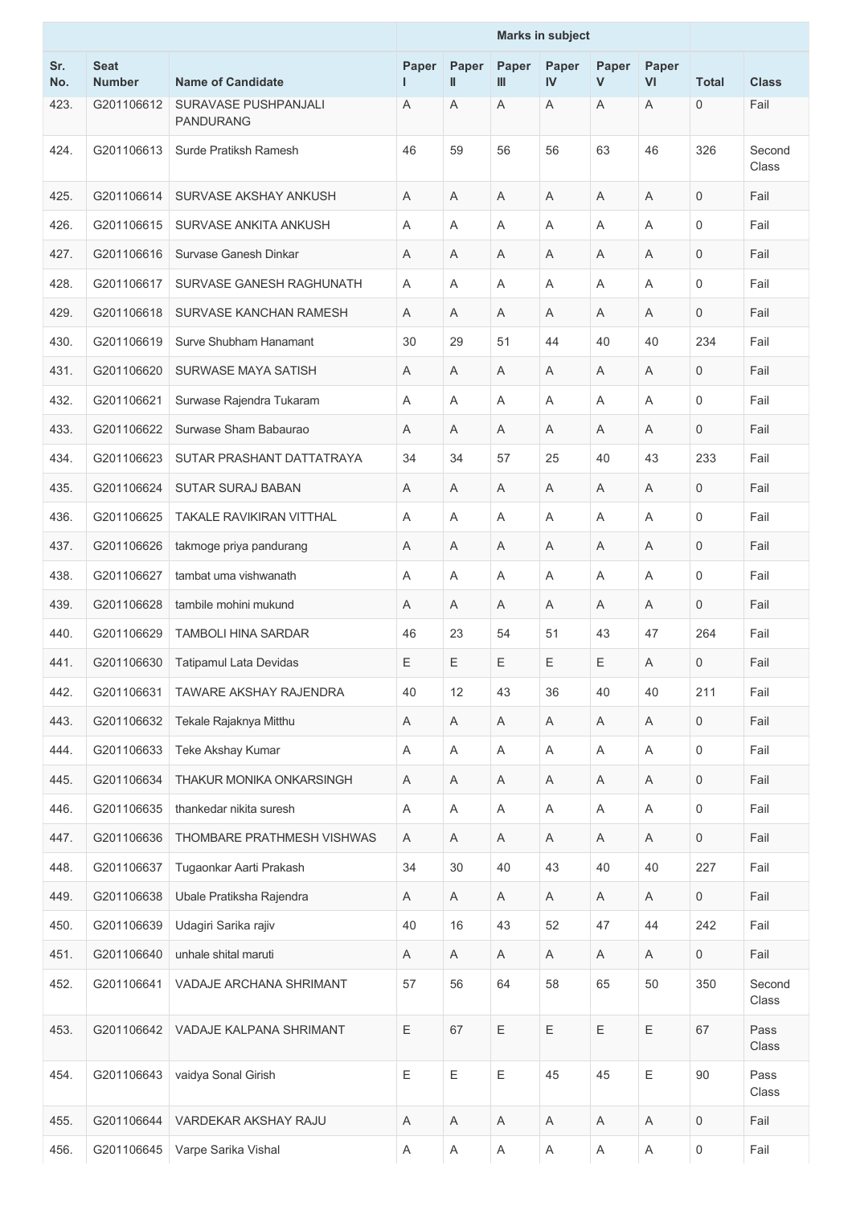| Sr. No. | Seat Number | Name of Candidate | Marks in subject | | | | | | Total | Class |
|---|---|---|---|---|---|---|---|---|---|---|
| | | | Paper I | Paper II | Paper III | Paper IV | Paper V | Paper VI | | |
| 423. | G201106612 | SURAVASE PUSHPANJALI PANDURANG | A | A | A | A | A | A | 0 | Fail |
| 424. | G201106613 | Surde Pratiksh Ramesh | 46 | 59 | 56 | 56 | 63 | 46 | 326 | Second Class |
| 425. | G201106614 | SURVASE AKSHAY ANKUSH | A | A | A | A | A | A | 0 | Fail |
| 426. | G201106615 | SURVASE ANKITA ANKUSH | A | A | A | A | A | A | 0 | Fail |
| 427. | G201106616 | Survase Ganesh Dinkar | A | A | A | A | A | A | 0 | Fail |
| 428. | G201106617 | SURVASE GANESH RAGHUNATH | A | A | A | A | A | A | 0 | Fail |
| 429. | G201106618 | SURVASE KANCHAN RAMESH | A | A | A | A | A | A | 0 | Fail |
| 430. | G201106619 | Surve Shubham Hanamant | 30 | 29 | 51 | 44 | 40 | 40 | 234 | Fail |
| 431. | G201106620 | SURWASE MAYA SATISH | A | A | A | A | A | A | 0 | Fail |
| 432. | G201106621 | Surwase Rajendra Tukaram | A | A | A | A | A | A | 0 | Fail |
| 433. | G201106622 | Surwase Sham Babaurao | A | A | A | A | A | A | 0 | Fail |
| 434. | G201106623 | SUTAR PRASHANT DATTATRAYA | 34 | 34 | 57 | 25 | 40 | 43 | 233 | Fail |
| 435. | G201106624 | SUTAR SURAJ BABAN | A | A | A | A | A | A | 0 | Fail |
| 436. | G201106625 | TAKALE RAVIKIRAN VITTHAL | A | A | A | A | A | A | 0 | Fail |
| 437. | G201106626 | takmoge priya pandurang | A | A | A | A | A | A | 0 | Fail |
| 438. | G201106627 | tambat uma vishwanath | A | A | A | A | A | A | 0 | Fail |
| 439. | G201106628 | tambile mohini mukund | A | A | A | A | A | A | 0 | Fail |
| 440. | G201106629 | TAMBOLI HINA SARDAR | 46 | 23 | 54 | 51 | 43 | 47 | 264 | Fail |
| 441. | G201106630 | Tatipamul Lata Devidas | E | E | E | E | E | A | 0 | Fail |
| 442. | G201106631 | TAWARE AKSHAY RAJENDRA | 40 | 12 | 43 | 36 | 40 | 40 | 211 | Fail |
| 443. | G201106632 | Tekale Rajaknya Mitthu | A | A | A | A | A | A | 0 | Fail |
| 444. | G201106633 | Teke Akshay Kumar | A | A | A | A | A | A | 0 | Fail |
| 445. | G201106634 | THAKUR MONIKA ONKARSINGH | A | A | A | A | A | A | 0 | Fail |
| 446. | G201106635 | thankedar nikita suresh | A | A | A | A | A | A | 0 | Fail |
| 447. | G201106636 | THOMBARE PRATHMESH VISHWAS | A | A | A | A | A | A | 0 | Fail |
| 448. | G201106637 | Tugaonkar Aarti Prakash | 34 | 30 | 40 | 43 | 40 | 40 | 227 | Fail |
| 449. | G201106638 | Ubale Pratiksha Rajendra | A | A | A | A | A | A | 0 | Fail |
| 450. | G201106639 | Udagiri Sarika rajiv | 40 | 16 | 43 | 52 | 47 | 44 | 242 | Fail |
| 451. | G201106640 | unhale shital maruti | A | A | A | A | A | A | 0 | Fail |
| 452. | G201106641 | VADAJE ARCHANA SHRIMANT | 57 | 56 | 64 | 58 | 65 | 50 | 350 | Second Class |
| 453. | G201106642 | VADAJE KALPANA SHRIMANT | E | 67 | E | E | E | E | 67 | Pass Class |
| 454. | G201106643 | vaidya Sonal Girish | E | E | E | 45 | 45 | E | 90 | Pass Class |
| 455. | G201106644 | VARDEKAR AKSHAY RAJU | A | A | A | A | A | A | 0 | Fail |
| 456. | G201106645 | Varpe Sarika Vishal | A | A | A | A | A | A | 0 | Fail |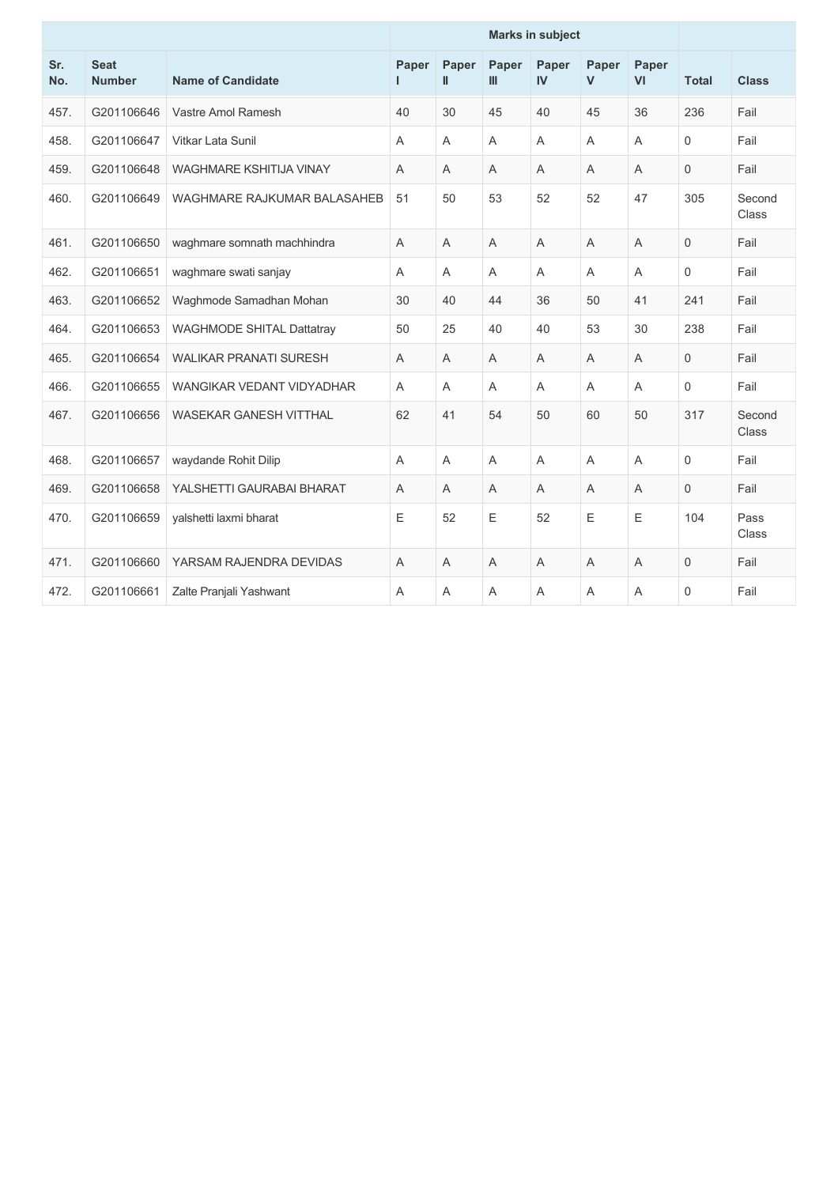| Sr. No. | Seat Number | Name of Candidate | Marks in subject | | | | | | Total | Class |
|---|---|---|---|---|---|---|---|---|---|---|
| | | | Paper I | Paper II | Paper III | Paper IV | Paper V | Paper VI | | |
| 457. | G201106646 | Vastre Amol Ramesh | 40 | 30 | 45 | 40 | 45 | 36 | 236 | Fail |
| 458. | G201106647 | Vitkar Lata Sunil | A | A | A | A | A | A | 0 | Fail |
| 459. | G201106648 | WAGHMARE KSHITIJA VINAY | A | A | A | A | A | A | 0 | Fail |
| 460. | G201106649 | WAGHMARE RAJKUMAR BALASAHEB | 51 | 50 | 53 | 52 | 52 | 47 | 305 | Second Class |
| 461. | G201106650 | waghmare somnath machhindra | A | A | A | A | A | A | 0 | Fail |
| 462. | G201106651 | waghmare swati sanjay | A | A | A | A | A | A | 0 | Fail |
| 463. | G201106652 | Waghmode Samadhan Mohan | 30 | 40 | 44 | 36 | 50 | 41 | 241 | Fail |
| 464. | G201106653 | WAGHMODE SHITAL Dattatray | 50 | 25 | 40 | 40 | 53 | 30 | 238 | Fail |
| 465. | G201106654 | WALIKAR PRANATI SURESH | A | A | A | A | A | A | 0 | Fail |
| 466. | G201106655 | WANGIKAR VEDANT VIDYADHAR | A | A | A | A | A | A | 0 | Fail |
| 467. | G201106656 | WASEKAR GANESH VITTHAL | 62 | 41 | 54 | 50 | 60 | 50 | 317 | Second Class |
| 468. | G201106657 | waydande Rohit Dilip | A | A | A | A | A | A | 0 | Fail |
| 469. | G201106658 | YALSHETTI GAURABAI BHARAT | A | A | A | A | A | A | 0 | Fail |
| 470. | G201106659 | yalshetti laxmi bharat | E | 52 | E | 52 | E | E | 104 | Pass Class |
| 471. | G201106660 | YARSAM RAJENDRA DEVIDAS | A | A | A | A | A | A | 0 | Fail |
| 472. | G201106661 | Zalte Pranjali Yashwant | A | A | A | A | A | A | 0 | Fail |